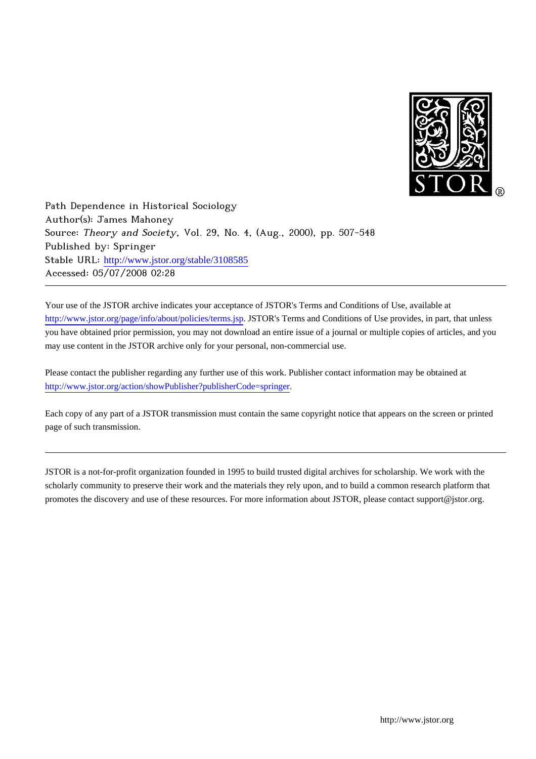Path Dependence in Historical Sociology
Author(s): James Mahoney
Source: *Theory and Society*, Vol. 29, No. 4, (Aug., 2000), pp. 507-548
Published by: Springer
Stable URL: http://www.jstor.org/stable/3108585
Accessed: 05/07/2008 02:28

---

Your use of the JSTOR archive indicates your acceptance of JSTOR's Terms and Conditions of Use, available at http://www.jstor.org/page/info/about/policies/terms.jsp. JSTOR's Terms and Conditions of Use provides, in part, that unless you have obtained prior permission, you may not download an entire issue of a journal or multiple copies of articles, and you may use content in the JSTOR archive only for your personal, non-commercial use.

Please contact the publisher regarding any further use of this work. Publisher contact information may be obtained at http://www.jstor.org/action/showPublisher?publisherCode=springer.

Each copy of any part of a JSTOR transmission must contain the same copyright notice that appears on the screen or printed page of such transmission.

---

JSTOR is a not-for-profit organization founded in 1995 to build trusted digital archives for scholarship. We work with the scholarly community to preserve their work and the materials they rely upon, and to build a common research platform that promotes the discovery and use of these resources. For more information about JSTOR, please contact support@jstor.org.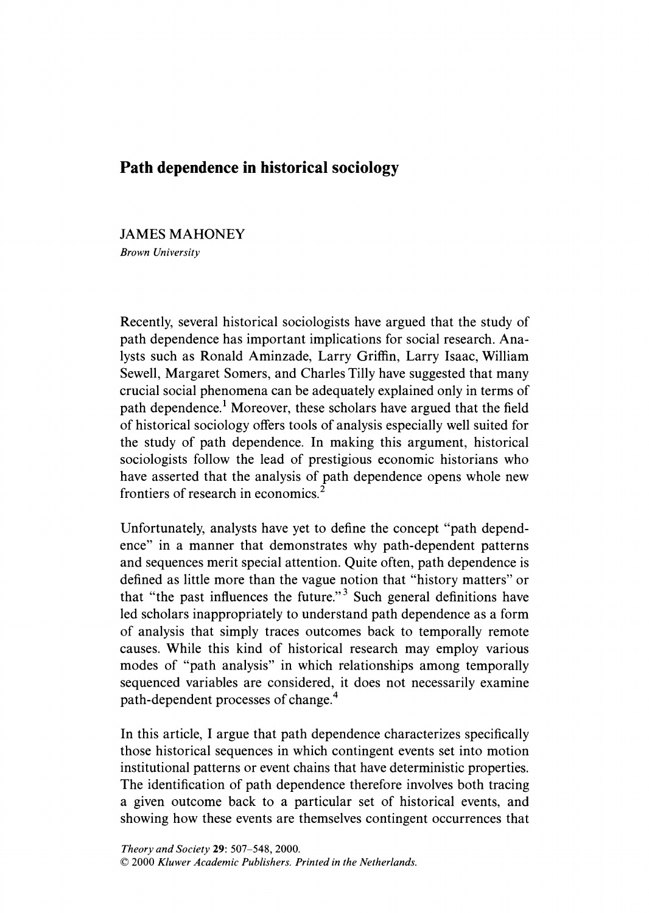# Path dependence in historical sociology

JAMES MAHONEY

*Brown University*

Recently, several historical sociologists have argued that the study of path dependence has important implications for social research. Analysts such as Ronald Aminzade, Larry Griffin, Larry Isaac, William Sewell, Margaret Somers, and Charles Tilly have suggested that many crucial social phenomena can be adequately explained only in terms of path dependence.[1] Moreover, these scholars have argued that the field of historical sociology offers tools of analysis especially well suited for the study of path dependence. In making this argument, historical sociologists follow the lead of prestigious economic historians who have asserted that the analysis of path dependence opens whole new frontiers of research in economics.[2]

Unfortunately, analysts have yet to define the concept "path dependence" in a manner that demonstrates why path-dependent patterns and sequences merit special attention. Quite often, path dependence is defined as little more than the vague notion that "history matters" or that "the past influences the future."[3] Such general definitions have led scholars inappropriately to understand path dependence as a form of analysis that simply traces outcomes back to temporally remote causes. While this kind of historical research may employ various modes of "path analysis" in which relationships among temporally sequenced variables are considered, it does not necessarily examine path-dependent processes of change.[4]

In this article, I argue that path dependence characterizes specifically those historical sequences in which contingent events set into motion institutional patterns or event chains that have deterministic properties. The identification of path dependence therefore involves both tracing a given outcome back to a particular set of historical events, and showing how these events are themselves contingent occurrences that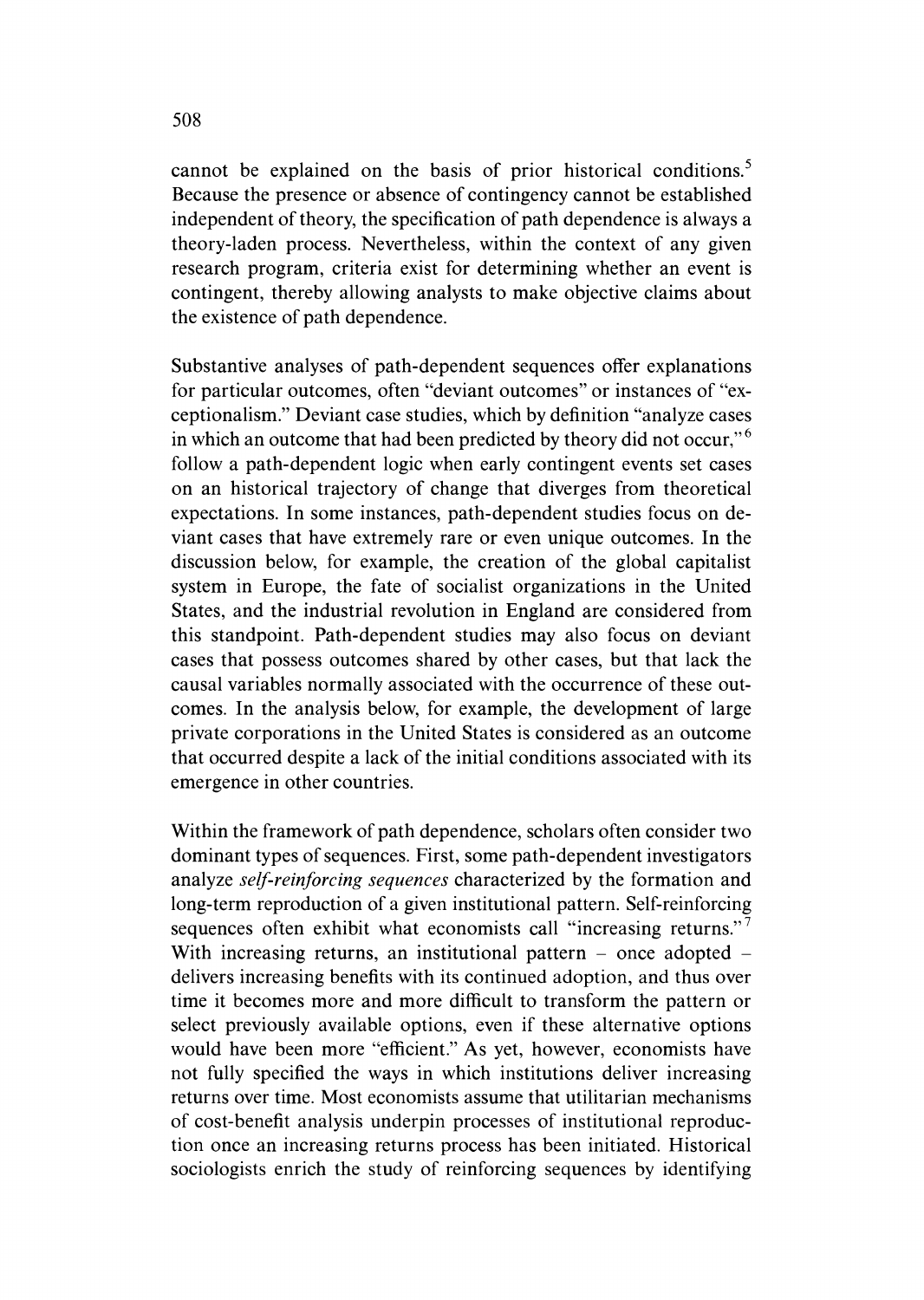cannot be explained on the basis of prior historical conditions.[5] Because the presence or absence of contingency cannot be established independent of theory, the specification of path dependence is always a theory-laden process. Nevertheless, within the context of any given research program, criteria exist for determining whether an event is contingent, thereby allowing analysts to make objective claims about the existence of path dependence.

Substantive analyses of path-dependent sequences offer explanations for particular outcomes, often "deviant outcomes" or instances of "exceptionalism." Deviant case studies, which by definition "analyze cases in which an outcome that had been predicted by theory did not occur,"[6] follow a path-dependent logic when early contingent events set cases on an historical trajectory of change that diverges from theoretical expectations. In some instances, path-dependent studies focus on deviant cases that have extremely rare or even unique outcomes. In the discussion below, for example, the creation of the global capitalist system in Europe, the fate of socialist organizations in the United States, and the industrial revolution in England are considered from this standpoint. Path-dependent studies may also focus on deviant cases that possess outcomes shared by other cases, but that lack the causal variables normally associated with the occurrence of these outcomes. In the analysis below, for example, the development of large private corporations in the United States is considered as an outcome that occurred despite a lack of the initial conditions associated with its emergence in other countries.

Within the framework of path dependence, scholars often consider two dominant types of sequences. First, some path-dependent investigators analyze *self-reinforcing sequences* characterized by the formation and long-term reproduction of a given institutional pattern. Self-reinforcing sequences often exhibit what economists call "increasing returns."[7] With increasing returns, an institutional pattern – once adopted – delivers increasing benefits with its continued adoption, and thus over time it becomes more and more difficult to transform the pattern or select previously available options, even if these alternative options would have been more "efficient." As yet, however, economists have not fully specified the ways in which institutions deliver increasing returns over time. Most economists assume that utilitarian mechanisms of cost-benefit analysis underpin processes of institutional reproduction once an increasing returns process has been initiated. Historical sociologists enrich the study of reinforcing sequences by identifying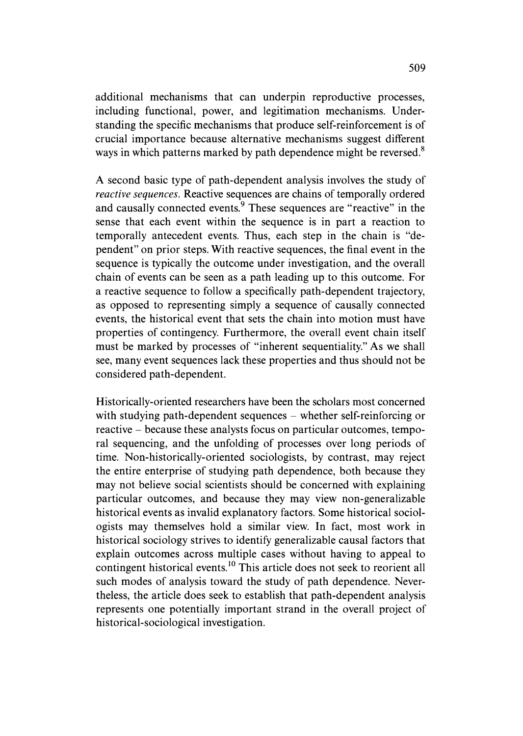additional mechanisms that can underpin reproductive processes, including functional, power, and legitimation mechanisms. Understanding the specific mechanisms that produce self-reinforcement is of crucial importance because alternative mechanisms suggest different ways in which patterns marked by path dependence might be reversed.[8]

A second basic type of path-dependent analysis involves the study of *reactive sequences*. Reactive sequences are chains of temporally ordered and causally connected events.[9] These sequences are "reactive" in the sense that each event within the sequence is in part a reaction to temporally antecedent events. Thus, each step in the chain is "dependent" on prior steps. With reactive sequences, the final event in the sequence is typically the outcome under investigation, and the overall chain of events can be seen as a path leading up to this outcome. For a reactive sequence to follow a specifically path-dependent trajectory, as opposed to representing simply a sequence of causally connected events, the historical event that sets the chain into motion must have properties of contingency. Furthermore, the overall event chain itself must be marked by processes of "inherent sequentiality." As we shall see, many event sequences lack these properties and thus should not be considered path-dependent.

Historically-oriented researchers have been the scholars most concerned with studying path-dependent sequences – whether self-reinforcing or reactive – because these analysts focus on particular outcomes, temporal sequencing, and the unfolding of processes over long periods of time. Non-historically-oriented sociologists, by contrast, may reject the entire enterprise of studying path dependence, both because they may not believe social scientists should be concerned with explaining particular outcomes, and because they may view non-generalizable historical events as invalid explanatory factors. Some historical sociologists may themselves hold a similar view. In fact, most work in historical sociology strives to identify generalizable causal factors that explain outcomes across multiple cases without having to appeal to contingent historical events.[10] This article does not seek to reorient all such modes of analysis toward the study of path dependence. Nevertheless, the article does seek to establish that path-dependent analysis represents one potentially important strand in the overall project of historical-sociological investigation.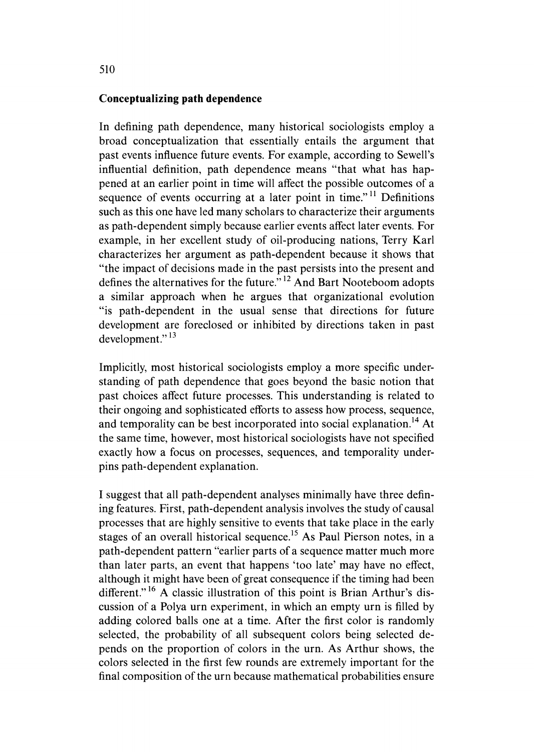## Conceptualizing path dependence

In defining path dependence, many historical sociologists employ a broad conceptualization that essentially entails the argument that past events influence future events. For example, according to Sewell's influential definition, path dependence means "that what has happened at an earlier point in time will affect the possible outcomes of a sequence of events occurring at a later point in time."[11] Definitions such as this one have led many scholars to characterize their arguments as path-dependent simply because earlier events affect later events. For example, in her excellent study of oil-producing nations, Terry Karl characterizes her argument as path-dependent because it shows that "the impact of decisions made in the past persists into the present and defines the alternatives for the future."[12] And Bart Nooteboom adopts a similar approach when he argues that organizational evolution "is path-dependent in the usual sense that directions for future development are foreclosed or inhibited by directions taken in past development."[13]

Implicitly, most historical sociologists employ a more specific understanding of path dependence that goes beyond the basic notion that past choices affect future processes. This understanding is related to their ongoing and sophisticated efforts to assess how process, sequence, and temporality can be best incorporated into social explanation.[14] At the same time, however, most historical sociologists have not specified exactly how a focus on processes, sequences, and temporality underpins path-dependent explanation.

I suggest that all path-dependent analyses minimally have three defining features. First, path-dependent analysis involves the study of causal processes that are highly sensitive to events that take place in the early stages of an overall historical sequence.[15] As Paul Pierson notes, in a path-dependent pattern "earlier parts of a sequence matter much more than later parts, an event that happens 'too late' may have no effect, although it might have been of great consequence if the timing had been different."[16] A classic illustration of this point is Brian Arthur's discussion of a Polya urn experiment, in which an empty urn is filled by adding colored balls one at a time. After the first color is randomly selected, the probability of all subsequent colors being selected depends on the proportion of colors in the urn. As Arthur shows, the colors selected in the first few rounds are extremely important for the final composition of the urn because mathematical probabilities ensure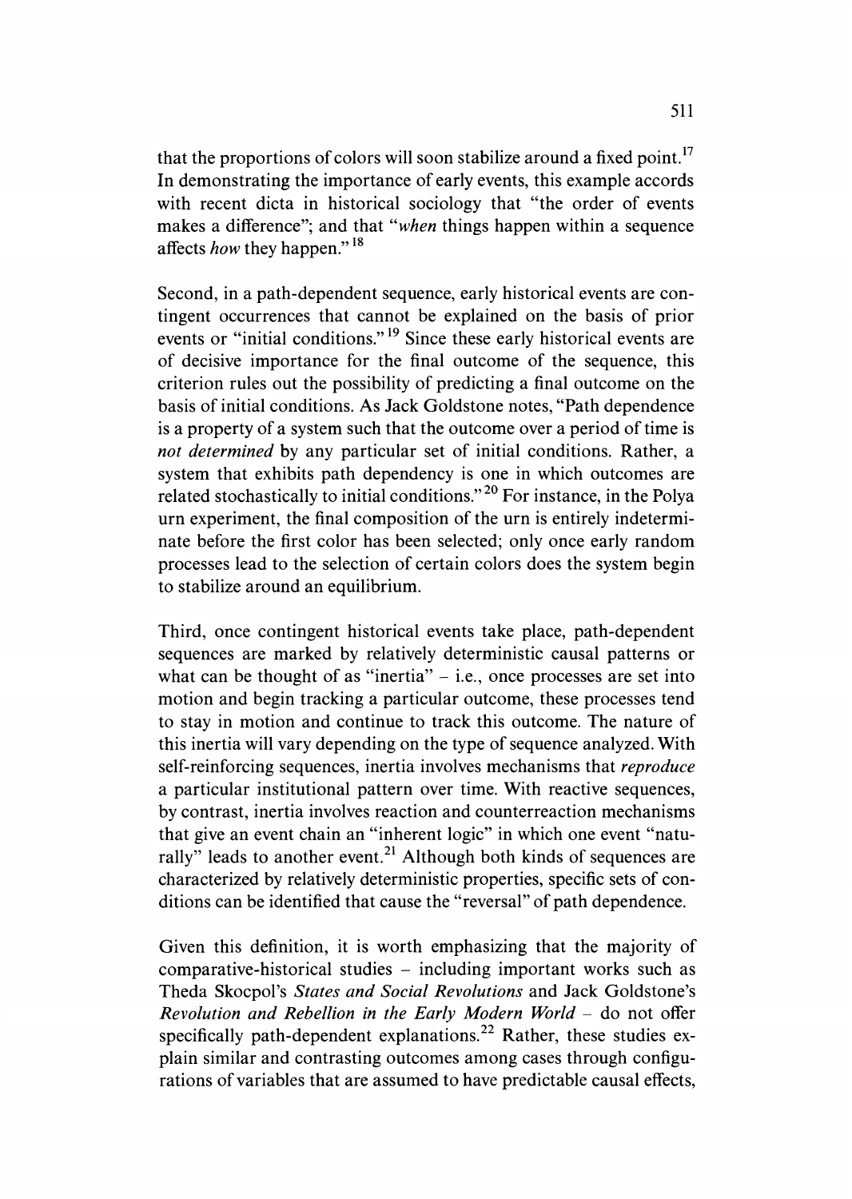that the proportions of colors will soon stabilize around a fixed point.[17] In demonstrating the importance of early events, this example accords with recent dicta in historical sociology that "the order of events makes a difference"; and that "*when* things happen within a sequence affects *how* they happen."[18]

Second, in a path-dependent sequence, early historical events are contingent occurrences that cannot be explained on the basis of prior events or "initial conditions."[19] Since these early historical events are of decisive importance for the final outcome of the sequence, this criterion rules out the possibility of predicting a final outcome on the basis of initial conditions. As Jack Goldstone notes, "Path dependence is a property of a system such that the outcome over a period of time is *not determined* by any particular set of initial conditions. Rather, a system that exhibits path dependency is one in which outcomes are related stochastically to initial conditions."[20] For instance, in the Polya urn experiment, the final composition of the urn is entirely indeterminate before the first color has been selected; only once early random processes lead to the selection of certain colors does the system begin to stabilize around an equilibrium.

Third, once contingent historical events take place, path-dependent sequences are marked by relatively deterministic causal patterns or what can be thought of as "inertia" – i.e., once processes are set into motion and begin tracking a particular outcome, these processes tend to stay in motion and continue to track this outcome. The nature of this inertia will vary depending on the type of sequence analyzed. With self-reinforcing sequences, inertia involves mechanisms that *reproduce* a particular institutional pattern over time. With reactive sequences, by contrast, inertia involves reaction and counterreaction mechanisms that give an event chain an "inherent logic" in which one event "naturally" leads to another event.[21] Although both kinds of sequences are characterized by relatively deterministic properties, specific sets of conditions can be identified that cause the "reversal" of path dependence.

Given this definition, it is worth emphasizing that the majority of comparative-historical studies – including important works such as Theda Skocpol's *States and Social Revolutions* and Jack Goldstone's *Revolution and Rebellion in the Early Modern World* – do not offer specifically path-dependent explanations.[22] Rather, these studies explain similar and contrasting outcomes among cases through configurations of variables that are assumed to have predictable causal effects,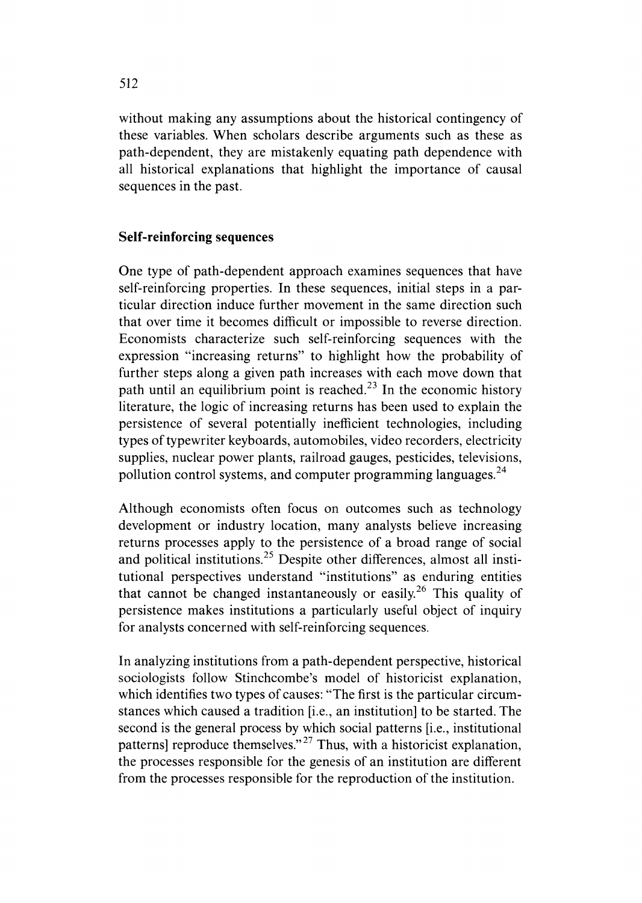without making any assumptions about the historical contingency of these variables. When scholars describe arguments such as these as path-dependent, they are mistakenly equating path dependence with all historical explanations that highlight the importance of causal sequences in the past.

### Self-reinforcing sequences

One type of path-dependent approach examines sequences that have self-reinforcing properties. In these sequences, initial steps in a particular direction induce further movement in the same direction such that over time it becomes difficult or impossible to reverse direction. Economists characterize such self-reinforcing sequences with the expression "increasing returns" to highlight how the probability of further steps along a given path increases with each move down that path until an equilibrium point is reached.[23] In the economic history literature, the logic of increasing returns has been used to explain the persistence of several potentially inefficient technologies, including types of typewriter keyboards, automobiles, video recorders, electricity supplies, nuclear power plants, railroad gauges, pesticides, televisions, pollution control systems, and computer programming languages.[24]

Although economists often focus on outcomes such as technology development or industry location, many analysts believe increasing returns processes apply to the persistence of a broad range of social and political institutions.[25] Despite other differences, almost all institutional perspectives understand "institutions" as enduring entities that cannot be changed instantaneously or easily.[26] This quality of persistence makes institutions a particularly useful object of inquiry for analysts concerned with self-reinforcing sequences.

In analyzing institutions from a path-dependent perspective, historical sociologists follow Stinchcombe's model of historicist explanation, which identifies two types of causes: "The first is the particular circumstances which caused a tradition [i.e., an institution] to be started. The second is the general process by which social patterns [i.e., institutional patterns] reproduce themselves."[27] Thus, with a historicist explanation, the processes responsible for the genesis of an institution are different from the processes responsible for the reproduction of the institution.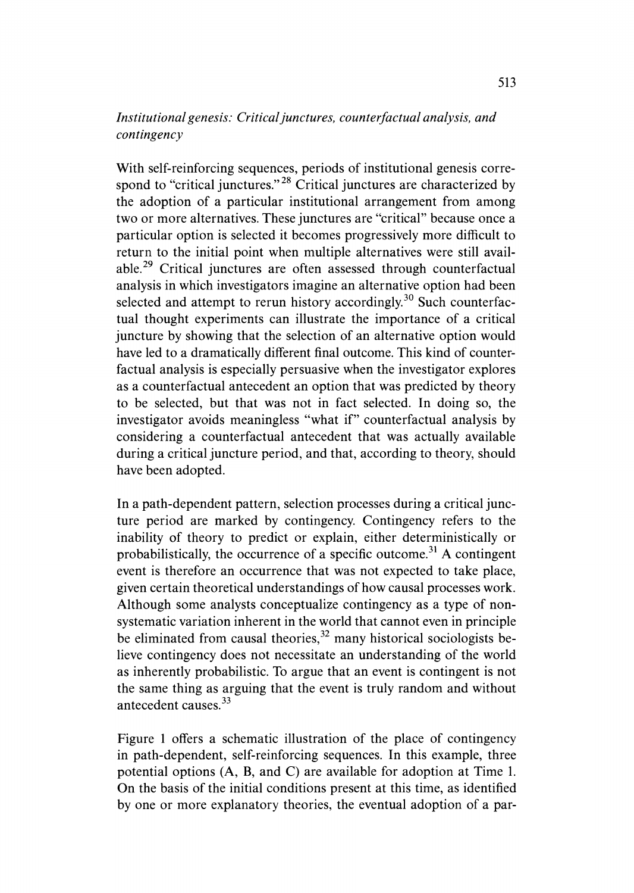### *Institutional genesis: Critical junctures, counterfactual analysis, and contingency*

With self-reinforcing sequences, periods of institutional genesis correspond to "critical junctures."[28] Critical junctures are characterized by the adoption of a particular institutional arrangement from among two or more alternatives. These junctures are "critical" because once a particular option is selected it becomes progressively more difficult to return to the initial point when multiple alternatives were still available.[29] Critical junctures are often assessed through counterfactual analysis in which investigators imagine an alternative option had been selected and attempt to rerun history accordingly.[30] Such counterfactual thought experiments can illustrate the importance of a critical juncture by showing that the selection of an alternative option would have led to a dramatically different final outcome. This kind of counterfactual analysis is especially persuasive when the investigator explores as a counterfactual antecedent an option that was predicted by theory to be selected, but that was not in fact selected. In doing so, the investigator avoids meaningless "what if" counterfactual analysis by considering a counterfactual antecedent that was actually available during a critical juncture period, and that, according to theory, should have been adopted.

In a path-dependent pattern, selection processes during a critical juncture period are marked by contingency. Contingency refers to the inability of theory to predict or explain, either deterministically or probabilistically, the occurrence of a specific outcome.[31] A contingent event is therefore an occurrence that was not expected to take place, given certain theoretical understandings of how causal processes work. Although some analysts conceptualize contingency as a type of nonsystematic variation inherent in the world that cannot even in principle be eliminated from causal theories,[32] many historical sociologists believe contingency does not necessitate an understanding of the world as inherently probabilistic. To argue that an event is contingent is not the same thing as arguing that the event is truly random and without antecedent causes.[33]

Figure 1 offers a schematic illustration of the place of contingency in path-dependent, self-reinforcing sequences. In this example, three potential options (A, B, and C) are available for adoption at Time 1. On the basis of the initial conditions present at this time, as identified by one or more explanatory theories, the eventual adoption of a par-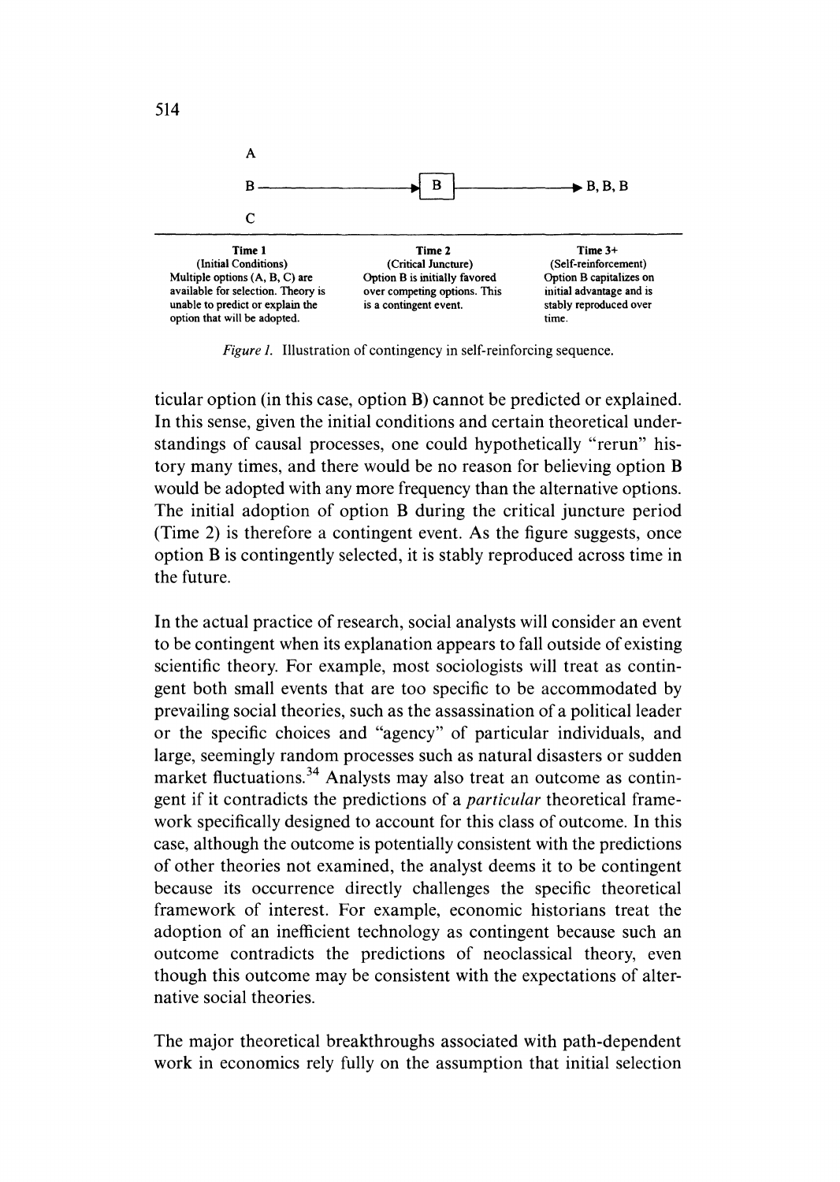A

B ——————→ [B] ——————→ B, B, B

C

| Time 1 | Time 2 | Time 3+ |
|---|---|---|
| (Initial Conditions) | (Critical Juncture) | (Self-reinforcement) |
| Multiple options (A, B, C) are available for selection. Theory is unable to predict or explain the option that will be adopted. | Option B is initially favored over competing options. This is a contingent event. | Option B capitalizes on initial advantage and is stably reproduced over time. |

*Figure 1.* Illustration of contingency in self-reinforcing sequence.

ticular option (in this case, option B) cannot be predicted or explained. In this sense, given the initial conditions and certain theoretical understandings of causal processes, one could hypothetically "rerun" history many times, and there would be no reason for believing option B would be adopted with any more frequency than the alternative options. The initial adoption of option B during the critical juncture period (Time 2) is therefore a contingent event. As the figure suggests, once option B is contingently selected, it is stably reproduced across time in the future.

In the actual practice of research, social analysts will consider an event to be contingent when its explanation appears to fall outside of existing scientific theory. For example, most sociologists will treat as contingent both small events that are too specific to be accommodated by prevailing social theories, such as the assassination of a political leader or the specific choices and "agency" of particular individuals, and large, seemingly random processes such as natural disasters or sudden market fluctuations.[34] Analysts may also treat an outcome as contingent if it contradicts the predictions of a *particular* theoretical framework specifically designed to account for this class of outcome. In this case, although the outcome is potentially consistent with the predictions of other theories not examined, the analyst deems it to be contingent because its occurrence directly challenges the specific theoretical framework of interest. For example, economic historians treat the adoption of an inefficient technology as contingent because such an outcome contradicts the predictions of neoclassical theory, even though this outcome may be consistent with the expectations of alternative social theories.

The major theoretical breakthroughs associated with path-dependent work in economics rely fully on the assumption that initial selection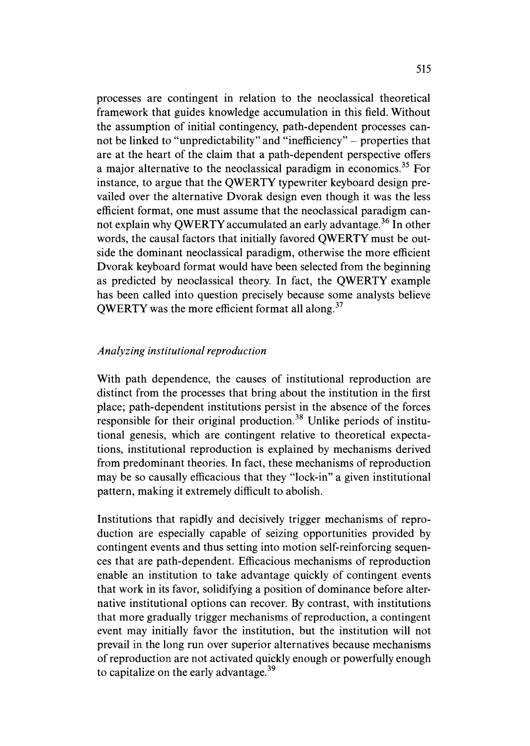processes are contingent in relation to the neoclassical theoretical framework that guides knowledge accumulation in this field. Without the assumption of initial contingency, path-dependent processes cannot be linked to "unpredictability" and "inefficiency" – properties that are at the heart of the claim that a path-dependent perspective offers a major alternative to the neoclassical paradigm in economics.[35] For instance, to argue that the QWERTY typewriter keyboard design prevailed over the alternative Dvorak design even though it was the less efficient format, one must assume that the neoclassical paradigm cannot explain why QWERTY accumulated an early advantage.[36] In other words, the causal factors that initially favored QWERTY must be outside the dominant neoclassical paradigm, otherwise the more efficient Dvorak keyboard format would have been selected from the beginning as predicted by neoclassical theory. In fact, the QWERTY example has been called into question precisely because some analysts believe QWERTY was the more efficient format all along.[37]

### *Analyzing institutional reproduction*

With path dependence, the causes of institutional reproduction are distinct from the processes that bring about the institution in the first place; path-dependent institutions persist in the absence of the forces responsible for their original production.[38] Unlike periods of institutional genesis, which are contingent relative to theoretical expectations, institutional reproduction is explained by mechanisms derived from predominant theories. In fact, these mechanisms of reproduction may be so causally efficacious that they "lock-in" a given institutional pattern, making it extremely difficult to abolish.

Institutions that rapidly and decisively trigger mechanisms of reproduction are especially capable of seizing opportunities provided by contingent events and thus setting into motion self-reinforcing sequences that are path-dependent. Efficacious mechanisms of reproduction enable an institution to take advantage quickly of contingent events that work in its favor, solidifying a position of dominance before alternative institutional options can recover. By contrast, with institutions that more gradually trigger mechanisms of reproduction, a contingent event may initially favor the institution, but the institution will not prevail in the long run over superior alternatives because mechanisms of reproduction are not activated quickly enough or powerfully enough to capitalize on the early advantage.[39]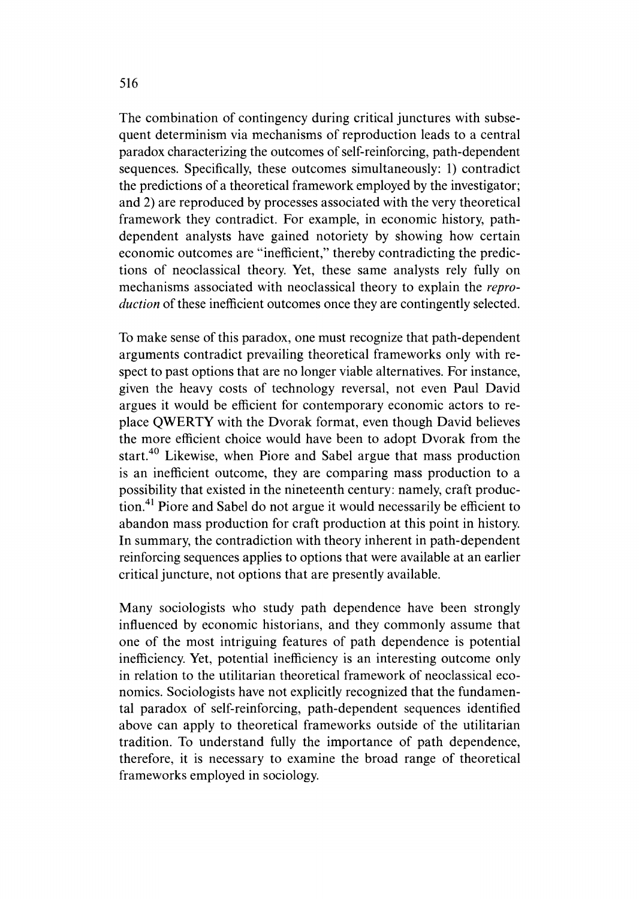The combination of contingency during critical junctures with subsequent determinism via mechanisms of reproduction leads to a central paradox characterizing the outcomes of self-reinforcing, path-dependent sequences. Specifically, these outcomes simultaneously: 1) contradict the predictions of a theoretical framework employed by the investigator; and 2) are reproduced by processes associated with the very theoretical framework they contradict. For example, in economic history, path-dependent analysts have gained notoriety by showing how certain economic outcomes are "inefficient," thereby contradicting the predictions of neoclassical theory. Yet, these same analysts rely fully on mechanisms associated with neoclassical theory to explain the *reproduction* of these inefficient outcomes once they are contingently selected.

To make sense of this paradox, one must recognize that path-dependent arguments contradict prevailing theoretical frameworks only with respect to past options that are no longer viable alternatives. For instance, given the heavy costs of technology reversal, not even Paul David argues it would be efficient for contemporary economic actors to replace QWERTY with the Dvorak format, even though David believes the more efficient choice would have been to adopt Dvorak from the start.[40] Likewise, when Piore and Sabel argue that mass production is an inefficient outcome, they are comparing mass production to a possibility that existed in the nineteenth century: namely, craft production.[41] Piore and Sabel do not argue it would necessarily be efficient to abandon mass production for craft production at this point in history. In summary, the contradiction with theory inherent in path-dependent reinforcing sequences applies to options that were available at an earlier critical juncture, not options that are presently available.

Many sociologists who study path dependence have been strongly influenced by economic historians, and they commonly assume that one of the most intriguing features of path dependence is potential inefficiency. Yet, potential inefficiency is an interesting outcome only in relation to the utilitarian theoretical framework of neoclassical economics. Sociologists have not explicitly recognized that the fundamental paradox of self-reinforcing, path-dependent sequences identified above can apply to theoretical frameworks outside of the utilitarian tradition. To understand fully the importance of path dependence, therefore, it is necessary to examine the broad range of theoretical frameworks employed in sociology.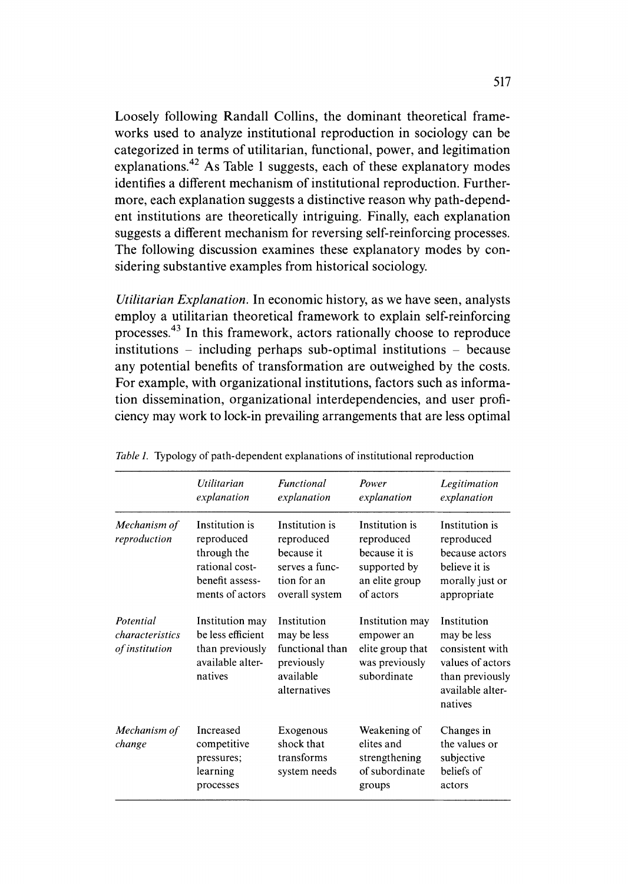Loosely following Randall Collins, the dominant theoretical frameworks used to analyze institutional reproduction in sociology can be categorized in terms of utilitarian, functional, power, and legitimation explanations.[42] As Table 1 suggests, each of these explanatory modes identifies a different mechanism of institutional reproduction. Furthermore, each explanation suggests a distinctive reason why path-dependent institutions are theoretically intriguing. Finally, each explanation suggests a different mechanism for reversing self-reinforcing processes. The following discussion examines these explanatory modes by considering substantive examples from historical sociology.

*Utilitarian Explanation.* In economic history, as we have seen, analysts employ a utilitarian theoretical framework to explain self-reinforcing processes.[43] In this framework, actors rationally choose to reproduce institutions – including perhaps sub-optimal institutions – because any potential benefits of transformation are outweighed by the costs. For example, with organizational institutions, factors such as information dissemination, organizational interdependencies, and user proficiency may work to lock-in prevailing arrangements that are less optimal

*Table 1.* Typology of path-dependent explanations of institutional reproduction

| | *Utilitarian explanation* | *Functional explanation* | *Power explanation* | *Legitimation explanation* |
|---|---|---|---|---|
| *Mechanism of reproduction* | Institution is reproduced through the rational cost-benefit assessments of actors | Institution is reproduced because it serves a function for an overall system | Institution is reproduced because it is supported by an elite group of actors | Institution is reproduced because actors believe it is morally just or appropriate |
| *Potential characteristics of institution* | Institution may be less efficient than previously available alternatives | Institution may be less functional than previously available alternatives | Institution may empower an elite group that was previously subordinate | Institution may be less consistent with values of actors than previously available alternatives |
| *Mechanism of change* | Increased competitive pressures; learning processes | Exogenous shock that transforms system needs | Weakening of elites and strengthening of subordinate groups | Changes in the values or subjective beliefs of actors |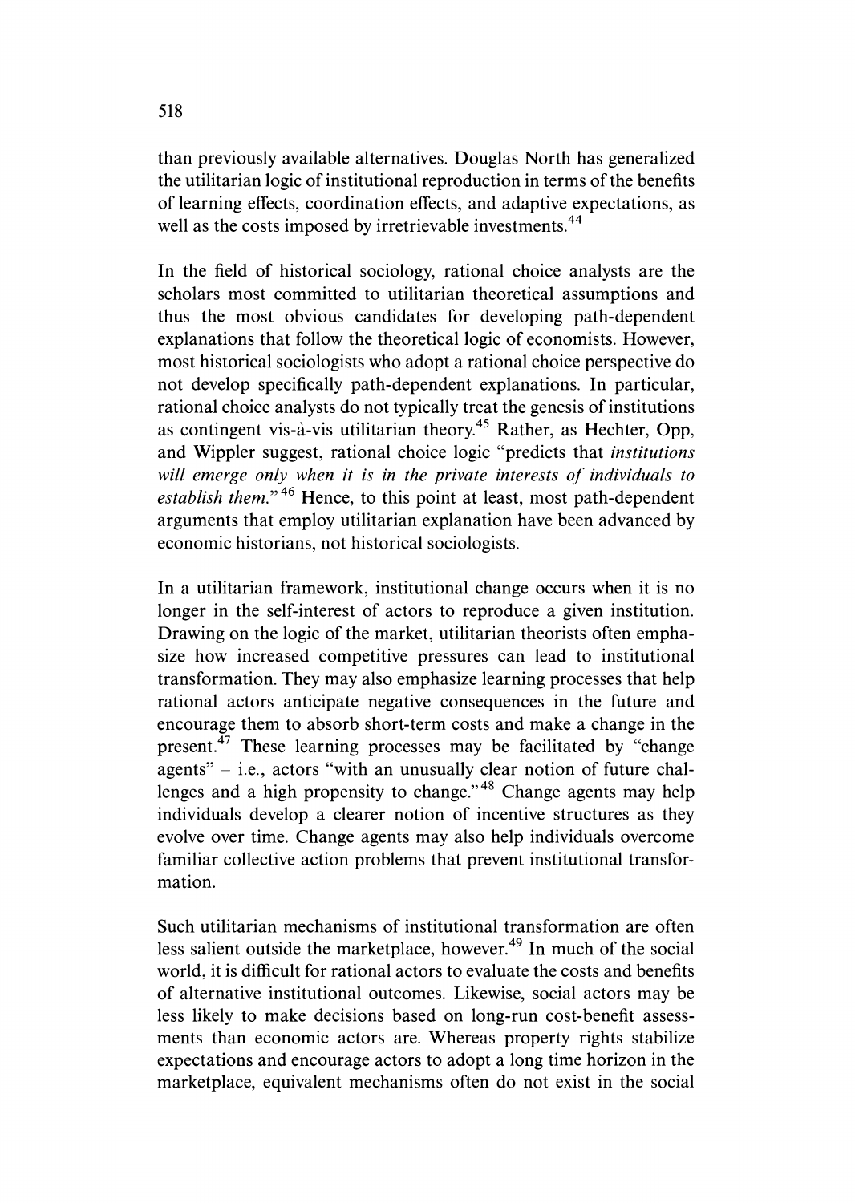than previously available alternatives. Douglas North has generalized the utilitarian logic of institutional reproduction in terms of the benefits of learning effects, coordination effects, and adaptive expectations, as well as the costs imposed by irretrievable investments.[44]

In the field of historical sociology, rational choice analysts are the scholars most committed to utilitarian theoretical assumptions and thus the most obvious candidates for developing path-dependent explanations that follow the theoretical logic of economists. However, most historical sociologists who adopt a rational choice perspective do not develop specifically path-dependent explanations. In particular, rational choice analysts do not typically treat the genesis of institutions as contingent vis-à-vis utilitarian theory.[45] Rather, as Hechter, Opp, and Wippler suggest, rational choice logic "predicts that *institutions will emerge only when it is in the private interests of individuals to establish them.*"[46] Hence, to this point at least, most path-dependent arguments that employ utilitarian explanation have been advanced by economic historians, not historical sociologists.

In a utilitarian framework, institutional change occurs when it is no longer in the self-interest of actors to reproduce a given institution. Drawing on the logic of the market, utilitarian theorists often emphasize how increased competitive pressures can lead to institutional transformation. They may also emphasize learning processes that help rational actors anticipate negative consequences in the future and encourage them to absorb short-term costs and make a change in the present.[47] These learning processes may be facilitated by "change agents" – i.e., actors "with an unusually clear notion of future challenges and a high propensity to change."[48] Change agents may help individuals develop a clearer notion of incentive structures as they evolve over time. Change agents may also help individuals overcome familiar collective action problems that prevent institutional transformation.

Such utilitarian mechanisms of institutional transformation are often less salient outside the marketplace, however.[49] In much of the social world, it is difficult for rational actors to evaluate the costs and benefits of alternative institutional outcomes. Likewise, social actors may be less likely to make decisions based on long-run cost-benefit assessments than economic actors are. Whereas property rights stabilize expectations and encourage actors to adopt a long time horizon in the marketplace, equivalent mechanisms often do not exist in the social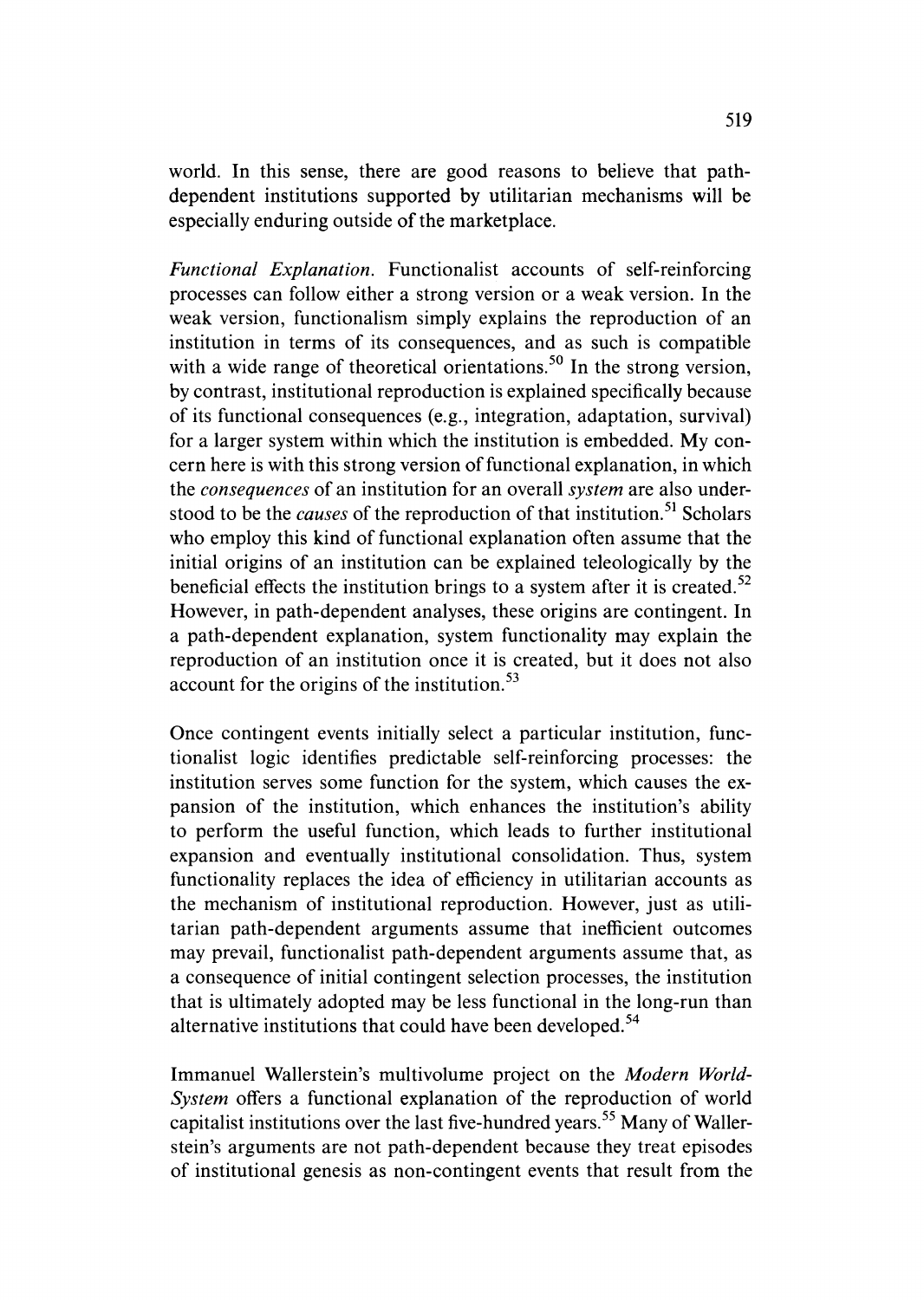world. In this sense, there are good reasons to believe that path-dependent institutions supported by utilitarian mechanisms will be especially enduring outside of the marketplace.

*Functional Explanation.* Functionalist accounts of self-reinforcing processes can follow either a strong version or a weak version. In the weak version, functionalism simply explains the reproduction of an institution in terms of its consequences, and as such is compatible with a wide range of theoretical orientations.[50] In the strong version, by contrast, institutional reproduction is explained specifically because of its functional consequences (e.g., integration, adaptation, survival) for a larger system within which the institution is embedded. My concern here is with this strong version of functional explanation, in which the *consequences* of an institution for an overall *system* are also understood to be the *causes* of the reproduction of that institution.[51] Scholars who employ this kind of functional explanation often assume that the initial origins of an institution can be explained teleologically by the beneficial effects the institution brings to a system after it is created.[52] However, in path-dependent analyses, these origins are contingent. In a path-dependent explanation, system functionality may explain the reproduction of an institution once it is created, but it does not also account for the origins of the institution.[53]

Once contingent events initially select a particular institution, functionalist logic identifies predictable self-reinforcing processes: the institution serves some function for the system, which causes the expansion of the institution, which enhances the institution's ability to perform the useful function, which leads to further institutional expansion and eventually institutional consolidation. Thus, system functionality replaces the idea of efficiency in utilitarian accounts as the mechanism of institutional reproduction. However, just as utilitarian path-dependent arguments assume that inefficient outcomes may prevail, functionalist path-dependent arguments assume that, as a consequence of initial contingent selection processes, the institution that is ultimately adopted may be less functional in the long-run than alternative institutions that could have been developed.[54]

Immanuel Wallerstein's multivolume project on the *Modern World-System* offers a functional explanation of the reproduction of world capitalist institutions over the last five-hundred years.[55] Many of Wallerstein's arguments are not path-dependent because they treat episodes of institutional genesis as non-contingent events that result from the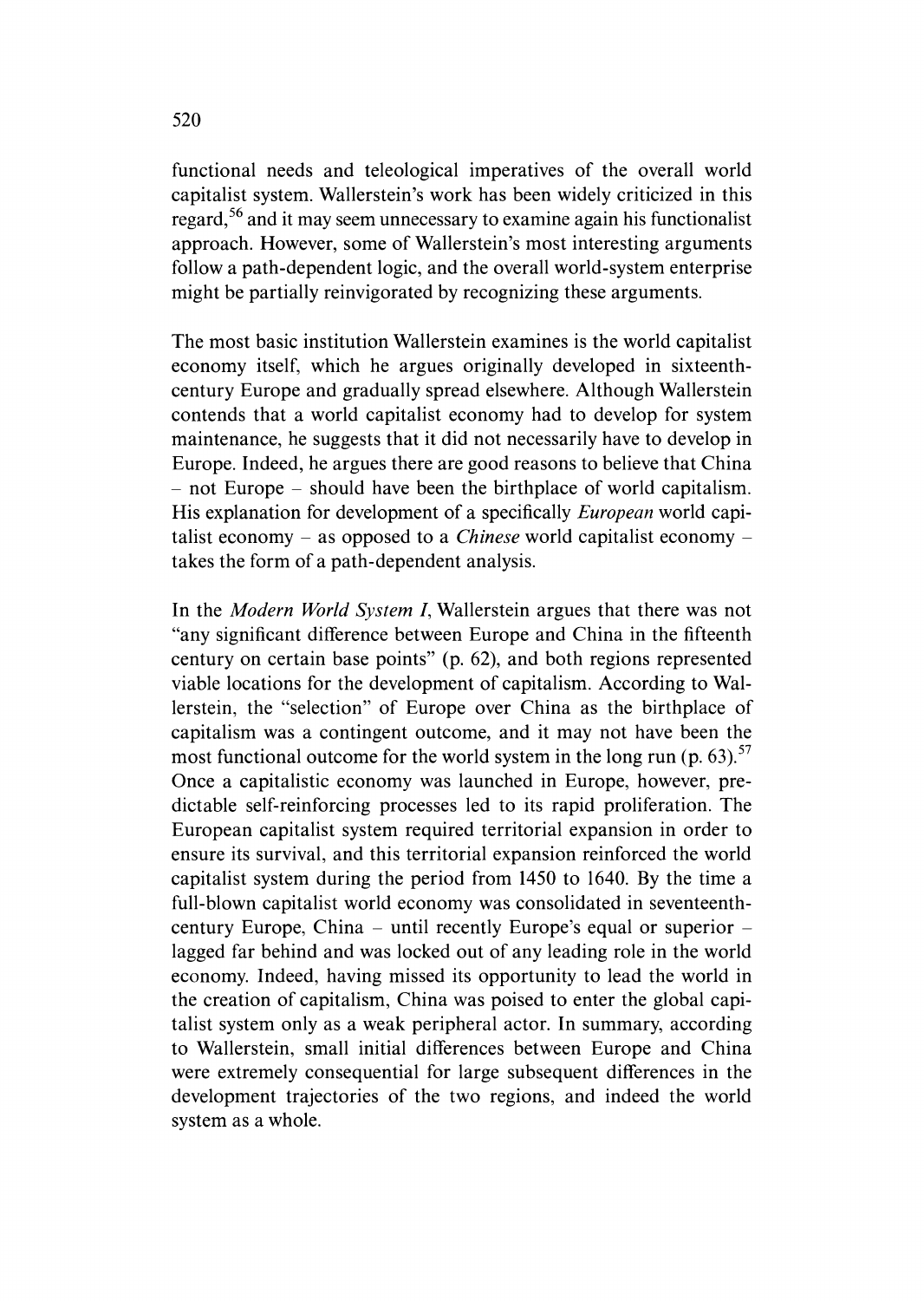functional needs and teleological imperatives of the overall world capitalist system. Wallerstein's work has been widely criticized in this regard,[56] and it may seem unnecessary to examine again his functionalist approach. However, some of Wallerstein's most interesting arguments follow a path-dependent logic, and the overall world-system enterprise might be partially reinvigorated by recognizing these arguments.

The most basic institution Wallerstein examines is the world capitalist economy itself, which he argues originally developed in sixteenth-century Europe and gradually spread elsewhere. Although Wallerstein contends that a world capitalist economy had to develop for system maintenance, he suggests that it did not necessarily have to develop in Europe. Indeed, he argues there are good reasons to believe that China – not Europe – should have been the birthplace of world capitalism. His explanation for development of a specifically *European* world capitalist economy – as opposed to a *Chinese* world capitalist economy – takes the form of a path-dependent analysis.

In the *Modern World System I*, Wallerstein argues that there was not "any significant difference between Europe and China in the fifteenth century on certain base points" (p. 62), and both regions represented viable locations for the development of capitalism. According to Wallerstein, the "selection" of Europe over China as the birthplace of capitalism was a contingent outcome, and it may not have been the most functional outcome for the world system in the long run (p. 63).[57] Once a capitalistic economy was launched in Europe, however, predictable self-reinforcing processes led to its rapid proliferation. The European capitalist system required territorial expansion in order to ensure its survival, and this territorial expansion reinforced the world capitalist system during the period from 1450 to 1640. By the time a full-blown capitalist world economy was consolidated in seventeenth-century Europe, China – until recently Europe's equal or superior – lagged far behind and was locked out of any leading role in the world economy. Indeed, having missed its opportunity to lead the world in the creation of capitalism, China was poised to enter the global capitalist system only as a weak peripheral actor. In summary, according to Wallerstein, small initial differences between Europe and China were extremely consequential for large subsequent differences in the development trajectories of the two regions, and indeed the world system as a whole.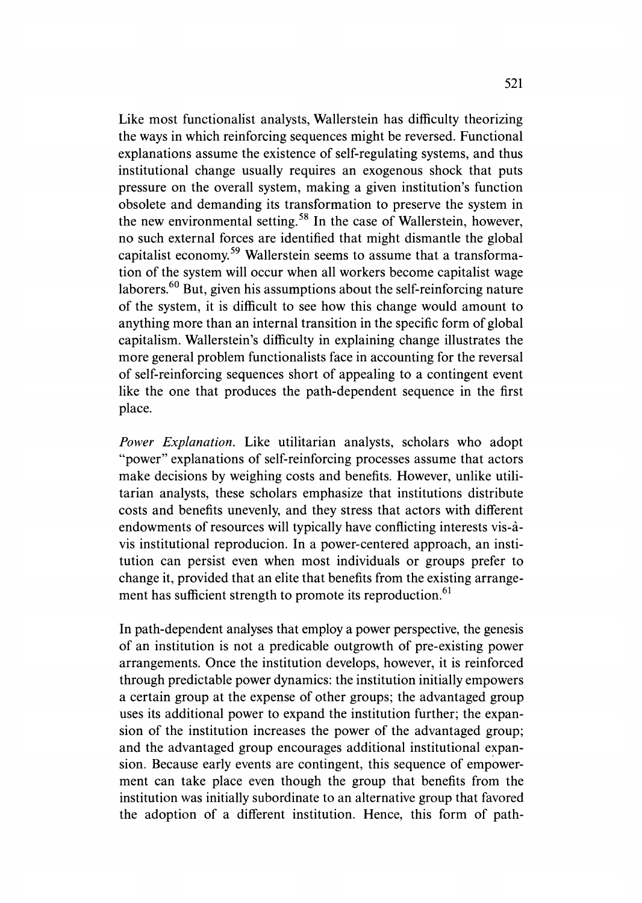Like most functionalist analysts, Wallerstein has difficulty theorizing the ways in which reinforcing sequences might be reversed. Functional explanations assume the existence of self-regulating systems, and thus institutional change usually requires an exogenous shock that puts pressure on the overall system, making a given institution's function obsolete and demanding its transformation to preserve the system in the new environmental setting.[58] In the case of Wallerstein, however, no such external forces are identified that might dismantle the global capitalist economy.[59] Wallerstein seems to assume that a transformation of the system will occur when all workers become capitalist wage laborers.[60] But, given his assumptions about the self-reinforcing nature of the system, it is difficult to see how this change would amount to anything more than an internal transition in the specific form of global capitalism. Wallerstein's difficulty in explaining change illustrates the more general problem functionalists face in accounting for the reversal of self-reinforcing sequences short of appealing to a contingent event like the one that produces the path-dependent sequence in the first place.

*Power Explanation.* Like utilitarian analysts, scholars who adopt "power" explanations of self-reinforcing processes assume that actors make decisions by weighing costs and benefits. However, unlike utilitarian analysts, these scholars emphasize that institutions distribute costs and benefits unevenly, and they stress that actors with different endowments of resources will typically have conflicting interests vis-à-vis institutional reproducion. In a power-centered approach, an institution can persist even when most individuals or groups prefer to change it, provided that an elite that benefits from the existing arrangement has sufficient strength to promote its reproduction.[61]

In path-dependent analyses that employ a power perspective, the genesis of an institution is not a predicable outgrowth of pre-existing power arrangements. Once the institution develops, however, it is reinforced through predictable power dynamics: the institution initially empowers a certain group at the expense of other groups; the advantaged group uses its additional power to expand the institution further; the expansion of the institution increases the power of the advantaged group; and the advantaged group encourages additional institutional expansion. Because early events are contingent, this sequence of empowerment can take place even though the group that benefits from the institution was initially subordinate to an alternative group that favored the adoption of a different institution. Hence, this form of path-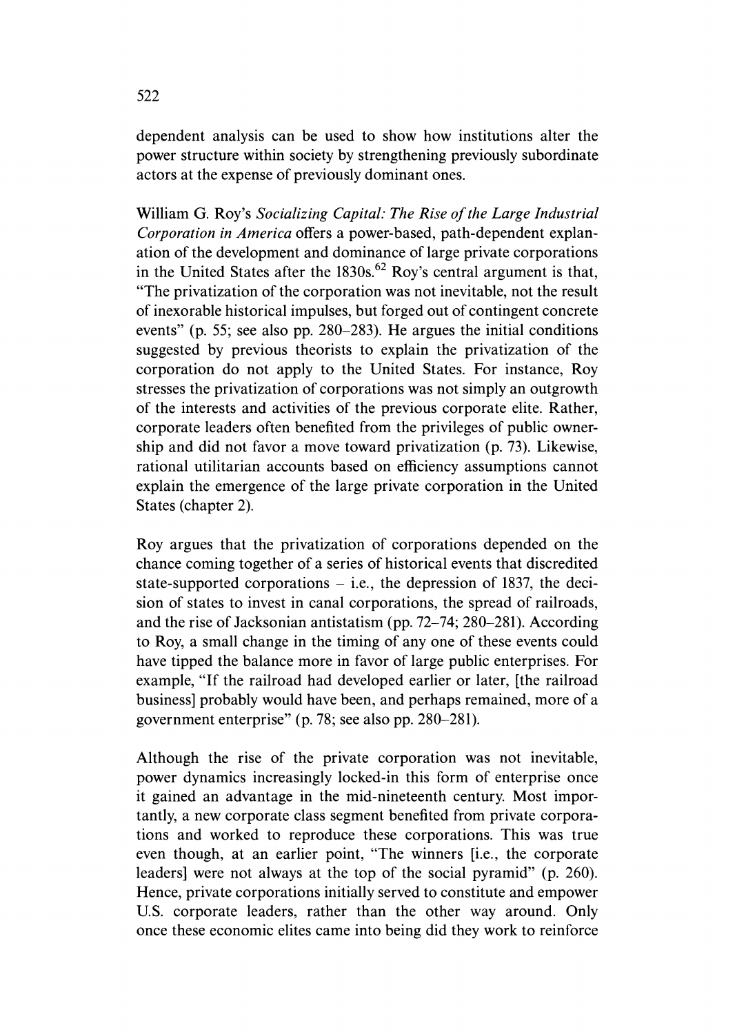dependent analysis can be used to show how institutions alter the power structure within society by strengthening previously subordinate actors at the expense of previously dominant ones.

William G. Roy's *Socializing Capital: The Rise of the Large Industrial Corporation in America* offers a power-based, path-dependent explanation of the development and dominance of large private corporations in the United States after the 1830s.[62] Roy's central argument is that, "The privatization of the corporation was not inevitable, not the result of inexorable historical impulses, but forged out of contingent concrete events" (p. 55; see also pp. 280–283). He argues the initial conditions suggested by previous theorists to explain the privatization of the corporation do not apply to the United States. For instance, Roy stresses the privatization of corporations was not simply an outgrowth of the interests and activities of the previous corporate elite. Rather, corporate leaders often benefited from the privileges of public ownership and did not favor a move toward privatization (p. 73). Likewise, rational utilitarian accounts based on efficiency assumptions cannot explain the emergence of the large private corporation in the United States (chapter 2).

Roy argues that the privatization of corporations depended on the chance coming together of a series of historical events that discredited state-supported corporations – i.e., the depression of 1837, the decision of states to invest in canal corporations, the spread of railroads, and the rise of Jacksonian antistatism (pp. 72–74; 280–281). According to Roy, a small change in the timing of any one of these events could have tipped the balance more in favor of large public enterprises. For example, "If the railroad had developed earlier or later, [the railroad business] probably would have been, and perhaps remained, more of a government enterprise" (p. 78; see also pp. 280–281).

Although the rise of the private corporation was not inevitable, power dynamics increasingly locked-in this form of enterprise once it gained an advantage in the mid-nineteenth century. Most importantly, a new corporate class segment benefited from private corporations and worked to reproduce these corporations. This was true even though, at an earlier point, "The winners [i.e., the corporate leaders] were not always at the top of the social pyramid" (p. 260). Hence, private corporations initially served to constitute and empower U.S. corporate leaders, rather than the other way around. Only once these economic elites came into being did they work to reinforce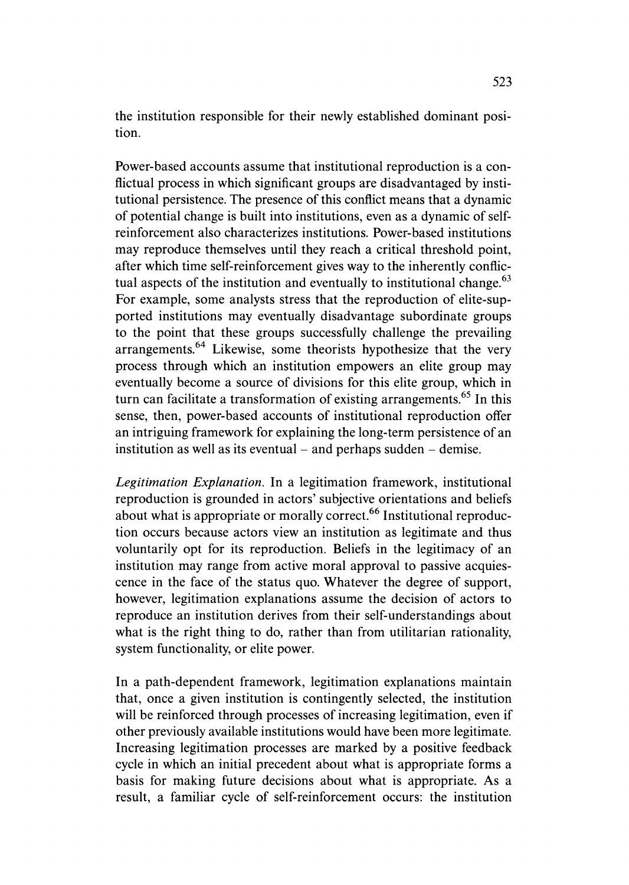the institution responsible for their newly established dominant position.

Power-based accounts assume that institutional reproduction is a conflictual process in which significant groups are disadvantaged by institutional persistence. The presence of this conflict means that a dynamic of potential change is built into institutions, even as a dynamic of self-reinforcement also characterizes institutions. Power-based institutions may reproduce themselves until they reach a critical threshold point, after which time self-reinforcement gives way to the inherently conflictual aspects of the institution and eventually to institutional change.[63] For example, some analysts stress that the reproduction of elite-supported institutions may eventually disadvantage subordinate groups to the point that these groups successfully challenge the prevailing arrangements.[64] Likewise, some theorists hypothesize that the very process through which an institution empowers an elite group may eventually become a source of divisions for this elite group, which in turn can facilitate a transformation of existing arrangements.[65] In this sense, then, power-based accounts of institutional reproduction offer an intriguing framework for explaining the long-term persistence of an institution as well as its eventual – and perhaps sudden – demise.

*Legitimation Explanation.* In a legitimation framework, institutional reproduction is grounded in actors' subjective orientations and beliefs about what is appropriate or morally correct.[66] Institutional reproduction occurs because actors view an institution as legitimate and thus voluntarily opt for its reproduction. Beliefs in the legitimacy of an institution may range from active moral approval to passive acquiescence in the face of the status quo. Whatever the degree of support, however, legitimation explanations assume the decision of actors to reproduce an institution derives from their self-understandings about what is the right thing to do, rather than from utilitarian rationality, system functionality, or elite power.

In a path-dependent framework, legitimation explanations maintain that, once a given institution is contingently selected, the institution will be reinforced through processes of increasing legitimation, even if other previously available institutions would have been more legitimate. Increasing legitimation processes are marked by a positive feedback cycle in which an initial precedent about what is appropriate forms a basis for making future decisions about what is appropriate. As a result, a familiar cycle of self-reinforcement occurs: the institution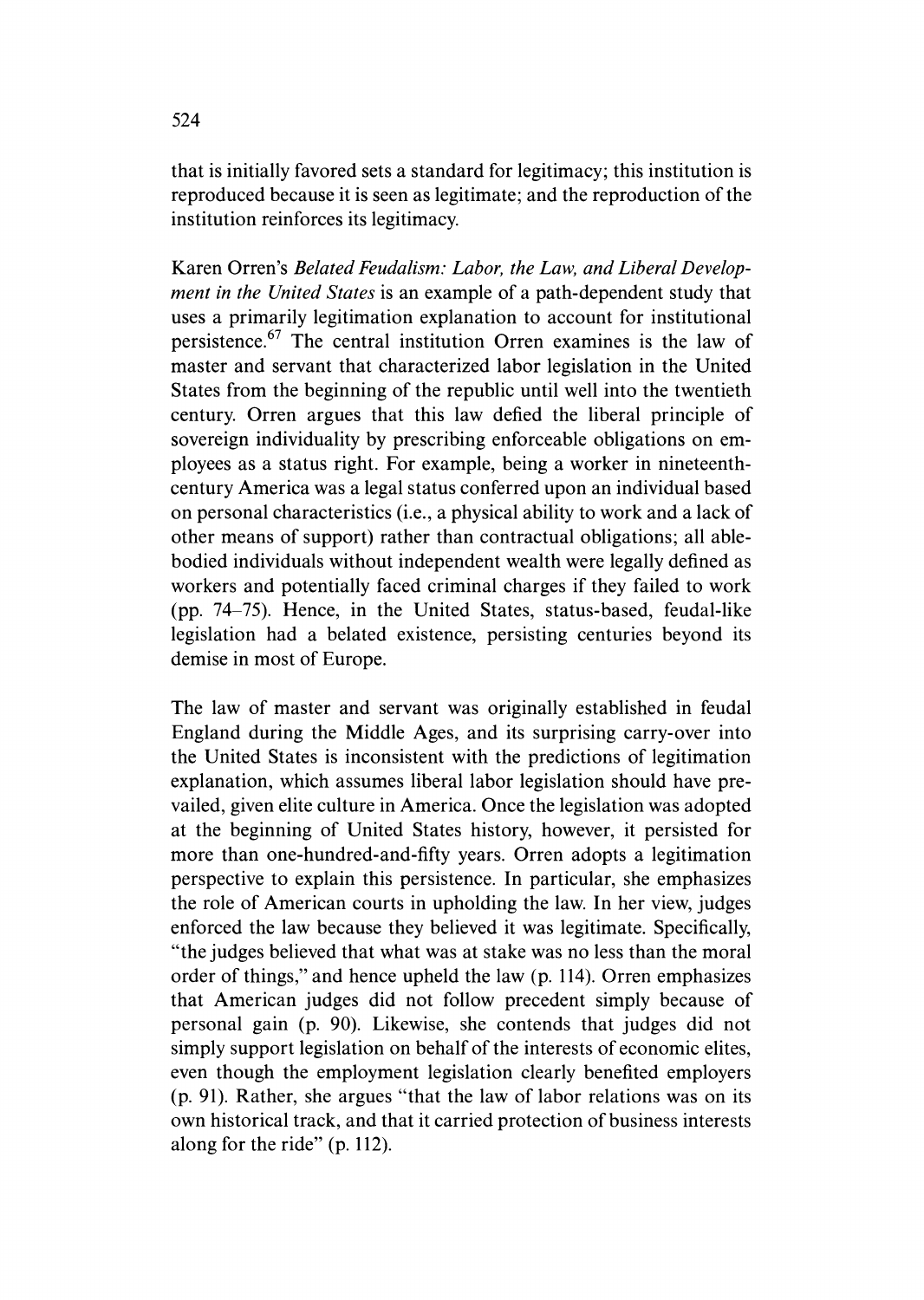that is initially favored sets a standard for legitimacy; this institution is reproduced because it is seen as legitimate; and the reproduction of the institution reinforces its legitimacy.

Karen Orren's *Belated Feudalism: Labor, the Law, and Liberal Development in the United States* is an example of a path-dependent study that uses a primarily legitimation explanation to account for institutional persistence.[67] The central institution Orren examines is the law of master and servant that characterized labor legislation in the United States from the beginning of the republic until well into the twentieth century. Orren argues that this law defied the liberal principle of sovereign individuality by prescribing enforceable obligations on employees as a status right. For example, being a worker in nineteenth-century America was a legal status conferred upon an individual based on personal characteristics (i.e., a physical ability to work and a lack of other means of support) rather than contractual obligations; all able-bodied individuals without independent wealth were legally defined as workers and potentially faced criminal charges if they failed to work (pp. 74–75). Hence, in the United States, status-based, feudal-like legislation had a belated existence, persisting centuries beyond its demise in most of Europe.

The law of master and servant was originally established in feudal England during the Middle Ages, and its surprising carry-over into the United States is inconsistent with the predictions of legitimation explanation, which assumes liberal labor legislation should have prevailed, given elite culture in America. Once the legislation was adopted at the beginning of United States history, however, it persisted for more than one-hundred-and-fifty years. Orren adopts a legitimation perspective to explain this persistence. In particular, she emphasizes the role of American courts in upholding the law. In her view, judges enforced the law because they believed it was legitimate. Specifically, "the judges believed that what was at stake was no less than the moral order of things," and hence upheld the law (p. 114). Orren emphasizes that American judges did not follow precedent simply because of personal gain (p. 90). Likewise, she contends that judges did not simply support legislation on behalf of the interests of economic elites, even though the employment legislation clearly benefited employers (p. 91). Rather, she argues "that the law of labor relations was on its own historical track, and that it carried protection of business interests along for the ride" (p. 112).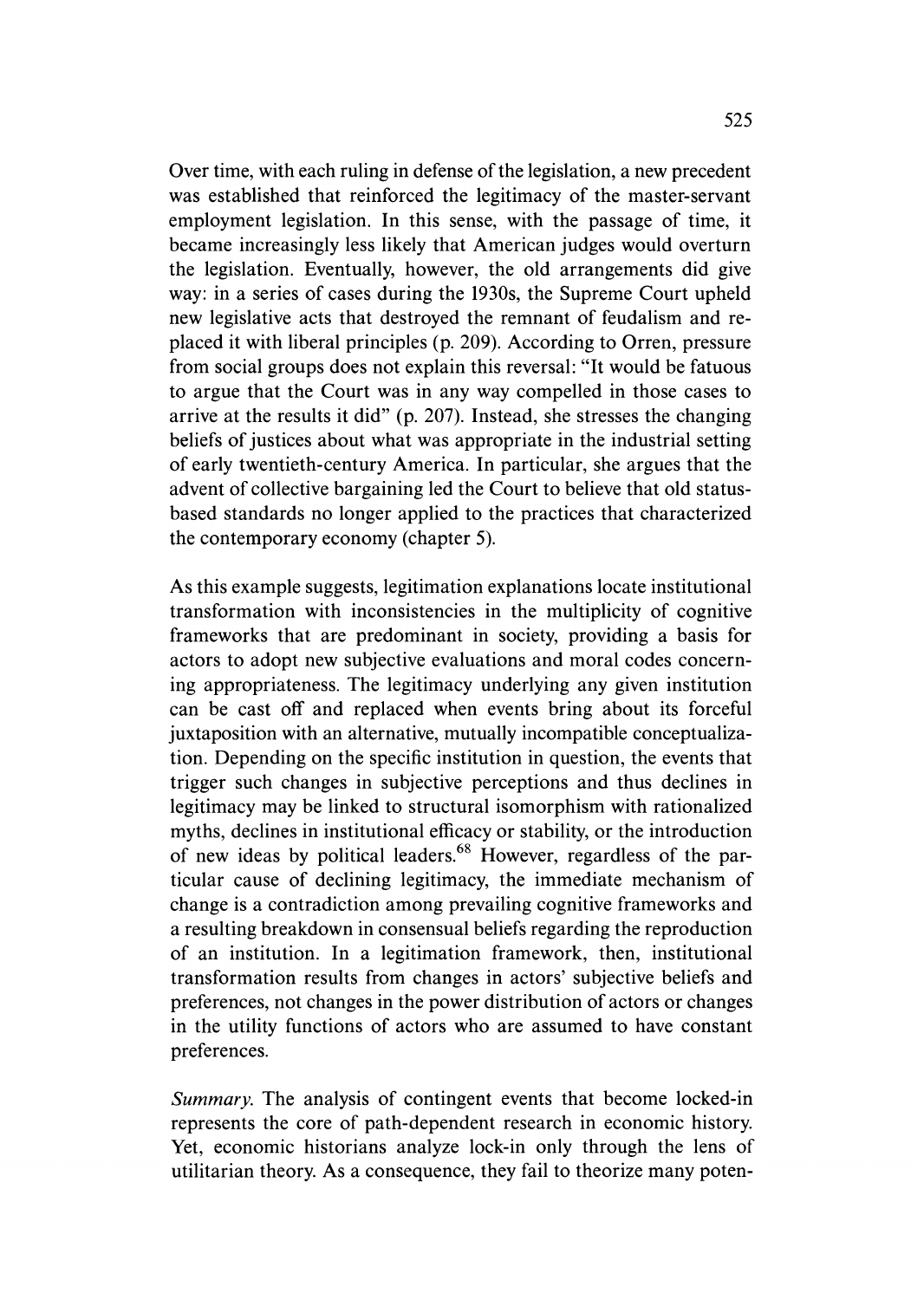Over time, with each ruling in defense of the legislation, a new precedent was established that reinforced the legitimacy of the master-servant employment legislation. In this sense, with the passage of time, it became increasingly less likely that American judges would overturn the legislation. Eventually, however, the old arrangements did give way: in a series of cases during the 1930s, the Supreme Court upheld new legislative acts that destroyed the remnant of feudalism and replaced it with liberal principles (p. 209). According to Orren, pressure from social groups does not explain this reversal: "It would be fatuous to argue that the Court was in any way compelled in those cases to arrive at the results it did" (p. 207). Instead, she stresses the changing beliefs of justices about what was appropriate in the industrial setting of early twentieth-century America. In particular, she argues that the advent of collective bargaining led the Court to believe that old status-based standards no longer applied to the practices that characterized the contemporary economy (chapter 5).

As this example suggests, legitimation explanations locate institutional transformation with inconsistencies in the multiplicity of cognitive frameworks that are predominant in society, providing a basis for actors to adopt new subjective evaluations and moral codes concerning appropriateness. The legitimacy underlying any given institution can be cast off and replaced when events bring about its forceful juxtaposition with an alternative, mutually incompatible conceptualization. Depending on the specific institution in question, the events that trigger such changes in subjective perceptions and thus declines in legitimacy may be linked to structural isomorphism with rationalized myths, declines in institutional efficacy or stability, or the introduction of new ideas by political leaders.[68] However, regardless of the particular cause of declining legitimacy, the immediate mechanism of change is a contradiction among prevailing cognitive frameworks and a resulting breakdown in consensual beliefs regarding the reproduction of an institution. In a legitimation framework, then, institutional transformation results from changes in actors' subjective beliefs and preferences, not changes in the power distribution of actors or changes in the utility functions of actors who are assumed to have constant preferences.

*Summary.* The analysis of contingent events that become locked-in represents the core of path-dependent research in economic history. Yet, economic historians analyze lock-in only through the lens of utilitarian theory. As a consequence, they fail to theorize many poten-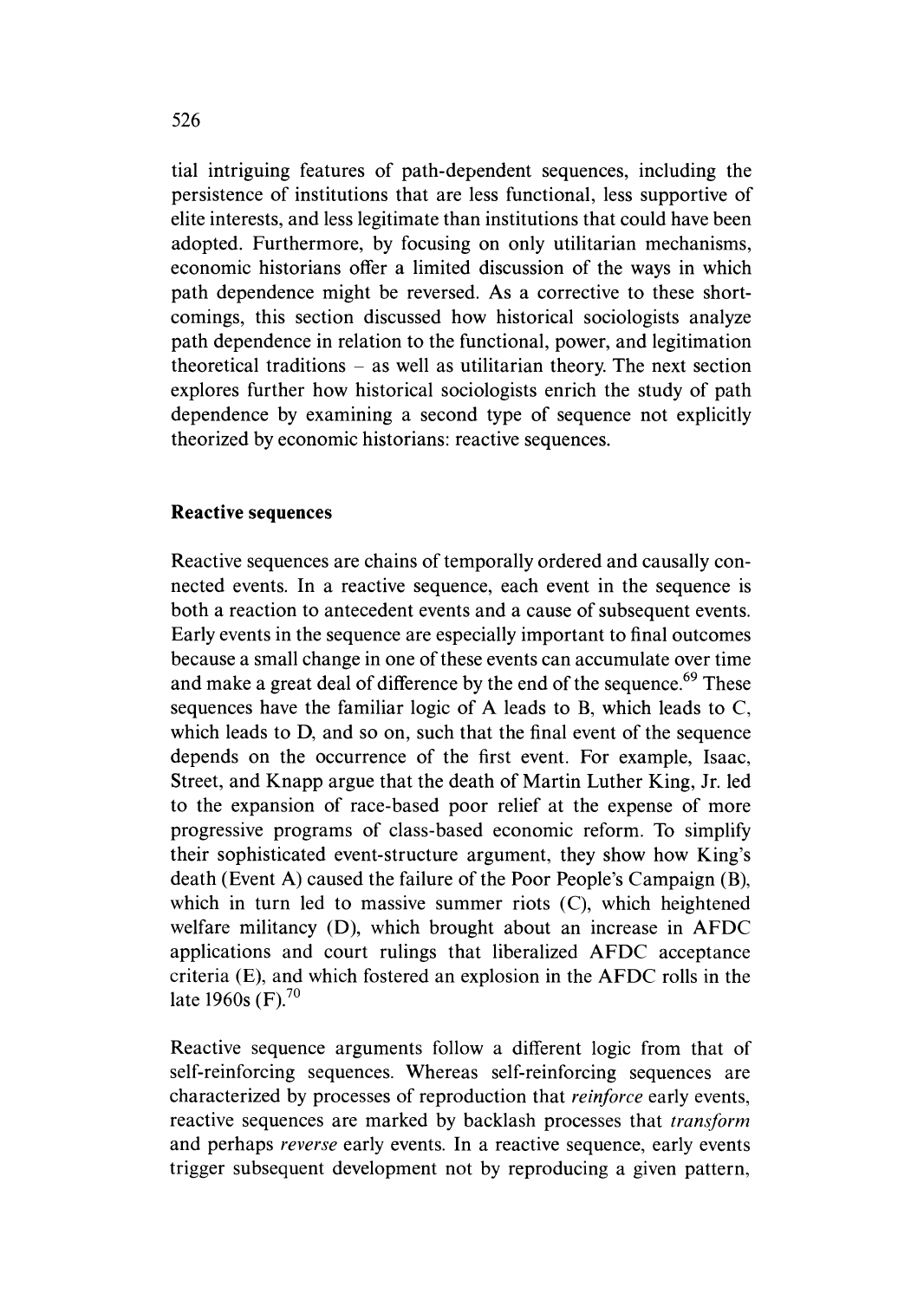tial intriguing features of path-dependent sequences, including the persistence of institutions that are less functional, less supportive of elite interests, and less legitimate than institutions that could have been adopted. Furthermore, by focusing on only utilitarian mechanisms, economic historians offer a limited discussion of the ways in which path dependence might be reversed. As a corrective to these shortcomings, this section discussed how historical sociologists analyze path dependence in relation to the functional, power, and legitimation theoretical traditions – as well as utilitarian theory. The next section explores further how historical sociologists enrich the study of path dependence by examining a second type of sequence not explicitly theorized by economic historians: reactive sequences.

### Reactive sequences

Reactive sequences are chains of temporally ordered and causally connected events. In a reactive sequence, each event in the sequence is both a reaction to antecedent events and a cause of subsequent events. Early events in the sequence are especially important to final outcomes because a small change in one of these events can accumulate over time and make a great deal of difference by the end of the sequence.[69] These sequences have the familiar logic of A leads to B, which leads to C, which leads to D, and so on, such that the final event of the sequence depends on the occurrence of the first event. For example, Isaac, Street, and Knapp argue that the death of Martin Luther King, Jr. led to the expansion of race-based poor relief at the expense of more progressive programs of class-based economic reform. To simplify their sophisticated event-structure argument, they show how King's death (Event A) caused the failure of the Poor People's Campaign (B), which in turn led to massive summer riots (C), which heightened welfare militancy (D), which brought about an increase in AFDC applications and court rulings that liberalized AFDC acceptance criteria (E), and which fostered an explosion in the AFDC rolls in the late 1960s (F).[70]

Reactive sequence arguments follow a different logic from that of self-reinforcing sequences. Whereas self-reinforcing sequences are characterized by processes of reproduction that *reinforce* early events, reactive sequences are marked by backlash processes that *transform* and perhaps *reverse* early events. In a reactive sequence, early events trigger subsequent development not by reproducing a given pattern,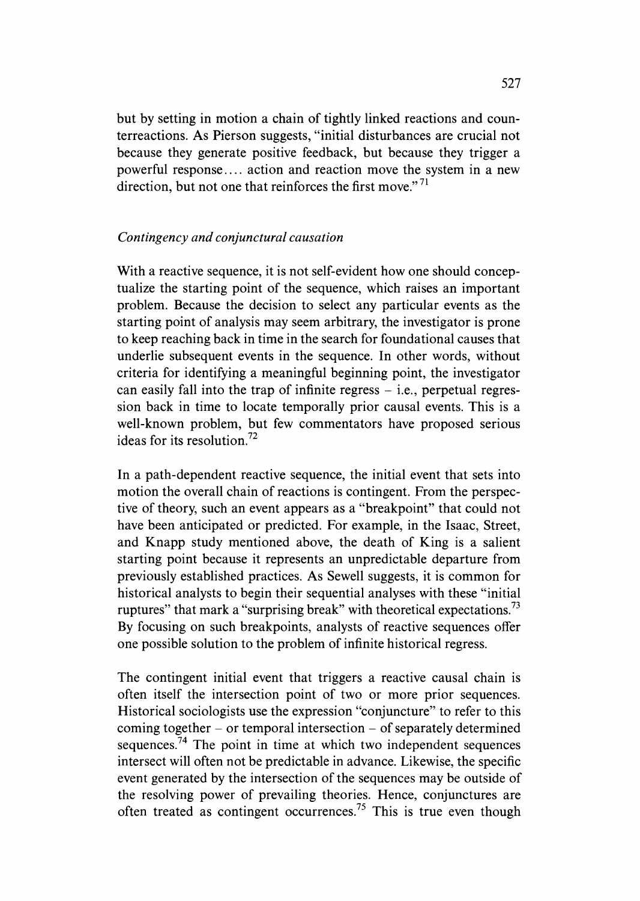but by setting in motion a chain of tightly linked reactions and counterreactions. As Pierson suggests, "initial disturbances are crucial not because they generate positive feedback, but because they trigger a powerful response.... action and reaction move the system in a new direction, but not one that reinforces the first move."[71]

### *Contingency and conjunctural causation*

With a reactive sequence, it is not self-evident how one should conceptualize the starting point of the sequence, which raises an important problem. Because the decision to select any particular events as the starting point of analysis may seem arbitrary, the investigator is prone to keep reaching back in time in the search for foundational causes that underlie subsequent events in the sequence. In other words, without criteria for identifying a meaningful beginning point, the investigator can easily fall into the trap of infinite regress – i.e., perpetual regression back in time to locate temporally prior causal events. This is a well-known problem, but few commentators have proposed serious ideas for its resolution.[72]

In a path-dependent reactive sequence, the initial event that sets into motion the overall chain of reactions is contingent. From the perspective of theory, such an event appears as a "breakpoint" that could not have been anticipated or predicted. For example, in the Isaac, Street, and Knapp study mentioned above, the death of King is a salient starting point because it represents an unpredictable departure from previously established practices. As Sewell suggests, it is common for historical analysts to begin their sequential analyses with these "initial ruptures" that mark a "surprising break" with theoretical expectations.[73] By focusing on such breakpoints, analysts of reactive sequences offer one possible solution to the problem of infinite historical regress.

The contingent initial event that triggers a reactive causal chain is often itself the intersection point of two or more prior sequences. Historical sociologists use the expression "conjuncture" to refer to this coming together – or temporal intersection – of separately determined sequences.[74] The point in time at which two independent sequences intersect will often not be predictable in advance. Likewise, the specific event generated by the intersection of the sequences may be outside of the resolving power of prevailing theories. Hence, conjunctures are often treated as contingent occurrences.[75] This is true even though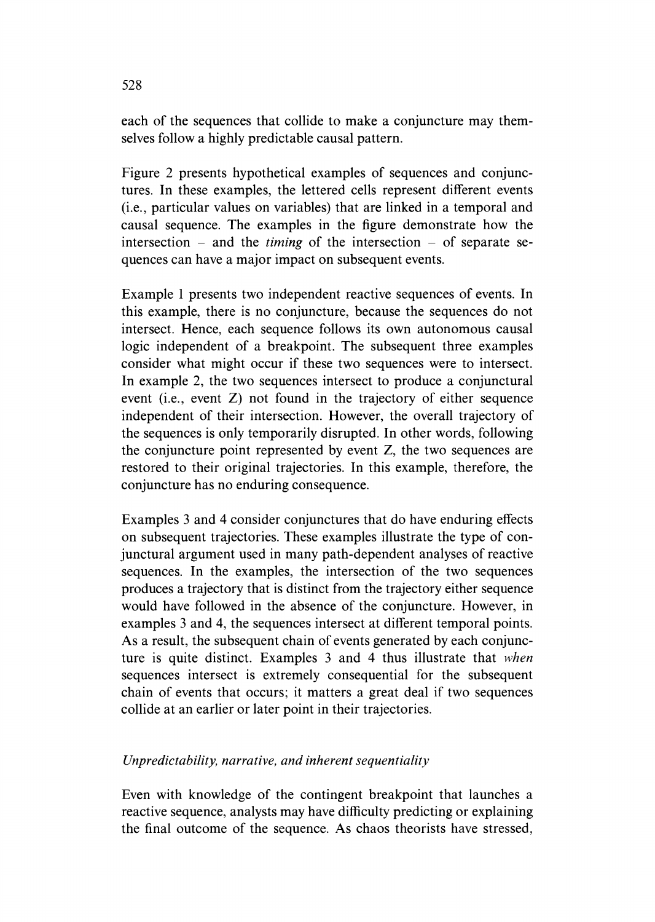each of the sequences that collide to make a conjuncture may themselves follow a highly predictable causal pattern.

Figure 2 presents hypothetical examples of sequences and conjunctures. In these examples, the lettered cells represent different events (i.e., particular values on variables) that are linked in a temporal and causal sequence. The examples in the figure demonstrate how the intersection – and the *timing* of the intersection – of separate sequences can have a major impact on subsequent events.

Example 1 presents two independent reactive sequences of events. In this example, there is no conjuncture, because the sequences do not intersect. Hence, each sequence follows its own autonomous causal logic independent of a breakpoint. The subsequent three examples consider what might occur if these two sequences were to intersect. In example 2, the two sequences intersect to produce a conjunctural event (i.e., event Z) not found in the trajectory of either sequence independent of their intersection. However, the overall trajectory of the sequences is only temporarily disrupted. In other words, following the conjuncture point represented by event Z, the two sequences are restored to their original trajectories. In this example, therefore, the conjuncture has no enduring consequence.

Examples 3 and 4 consider conjunctures that do have enduring effects on subsequent trajectories. These examples illustrate the type of conjunctural argument used in many path-dependent analyses of reactive sequences. In the examples, the intersection of the two sequences produces a trajectory that is distinct from the trajectory either sequence would have followed in the absence of the conjuncture. However, in examples 3 and 4, the sequences intersect at different temporal points. As a result, the subsequent chain of events generated by each conjuncture is quite distinct. Examples 3 and 4 thus illustrate that *when* sequences intersect is extremely consequential for the subsequent chain of events that occurs; it matters a great deal if two sequences collide at an earlier or later point in their trajectories.

### *Unpredictability, narrative, and inherent sequentiality*

Even with knowledge of the contingent breakpoint that launches a reactive sequence, analysts may have difficulty predicting or explaining the final outcome of the sequence. As chaos theorists have stressed,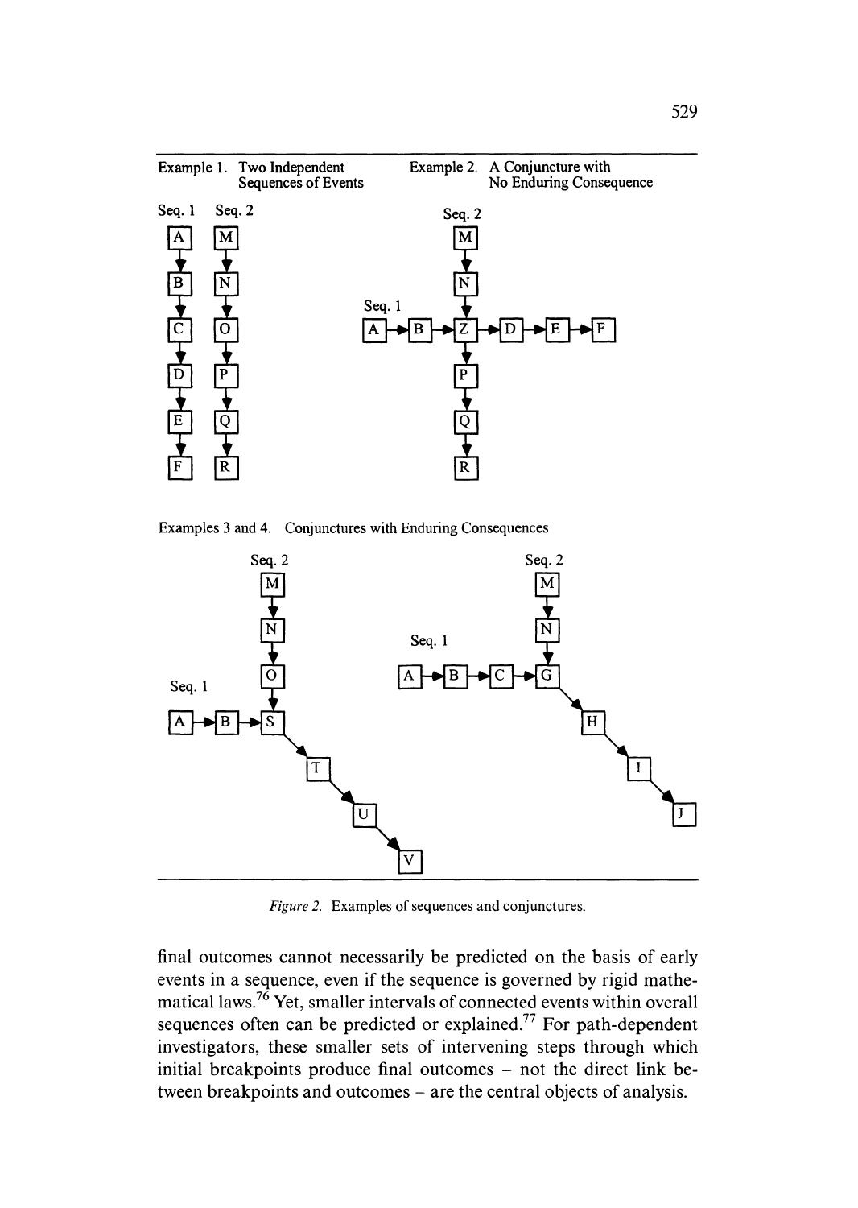Example 1. Two Independent Sequences of Events

Example 2. A Conjuncture with No Enduring Consequence

Examples 3 and 4. Conjunctures with Enduring Consequences

*Figure 2.* Examples of sequences and conjunctures.

final outcomes cannot necessarily be predicted on the basis of early events in a sequence, even if the sequence is governed by rigid mathematical laws.[76] Yet, smaller intervals of connected events within overall sequences often can be predicted or explained.[77] For path-dependent investigators, these smaller sets of intervening steps through which initial breakpoints produce final outcomes – not the direct link between breakpoints and outcomes – are the central objects of analysis.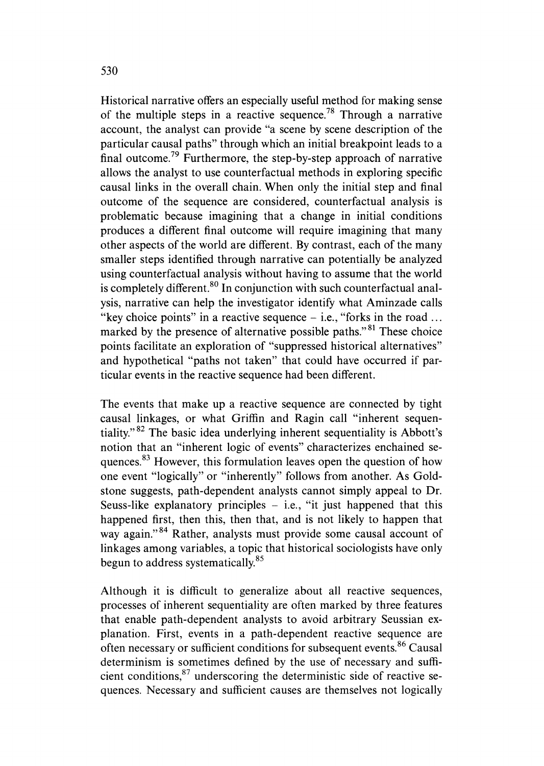Historical narrative offers an especially useful method for making sense of the multiple steps in a reactive sequence.[78] Through a narrative account, the analyst can provide "a scene by scene description of the particular causal paths" through which an initial breakpoint leads to a final outcome.[79] Furthermore, the step-by-step approach of narrative allows the analyst to use counterfactual methods in exploring specific causal links in the overall chain. When only the initial step and final outcome of the sequence are considered, counterfactual analysis is problematic because imagining that a change in initial conditions produces a different final outcome will require imagining that many other aspects of the world are different. By contrast, each of the many smaller steps identified through narrative can potentially be analyzed using counterfactual analysis without having to assume that the world is completely different.[80] In conjunction with such counterfactual analysis, narrative can help the investigator identify what Aminzade calls "key choice points" in a reactive sequence – i.e., "forks in the road … marked by the presence of alternative possible paths."[81] These choice points facilitate an exploration of "suppressed historical alternatives" and hypothetical "paths not taken" that could have occurred if particular events in the reactive sequence had been different.

The events that make up a reactive sequence are connected by tight causal linkages, or what Griffin and Ragin call "inherent sequentiality."[82] The basic idea underlying inherent sequentiality is Abbott's notion that an "inherent logic of events" characterizes enchained sequences.[83] However, this formulation leaves open the question of how one event "logically" or "inherently" follows from another. As Goldstone suggests, path-dependent analysts cannot simply appeal to Dr. Seuss-like explanatory principles – i.e., "it just happened that this happened first, then this, then that, and is not likely to happen that way again."[84] Rather, analysts must provide some causal account of linkages among variables, a topic that historical sociologists have only begun to address systematically.[85]

Although it is difficult to generalize about all reactive sequences, processes of inherent sequentiality are often marked by three features that enable path-dependent analysts to avoid arbitrary Seussian explanation. First, events in a path-dependent reactive sequence are often necessary or sufficient conditions for subsequent events.[86] Causal determinism is sometimes defined by the use of necessary and sufficient conditions,[87] underscoring the deterministic side of reactive sequences. Necessary and sufficient causes are themselves not logically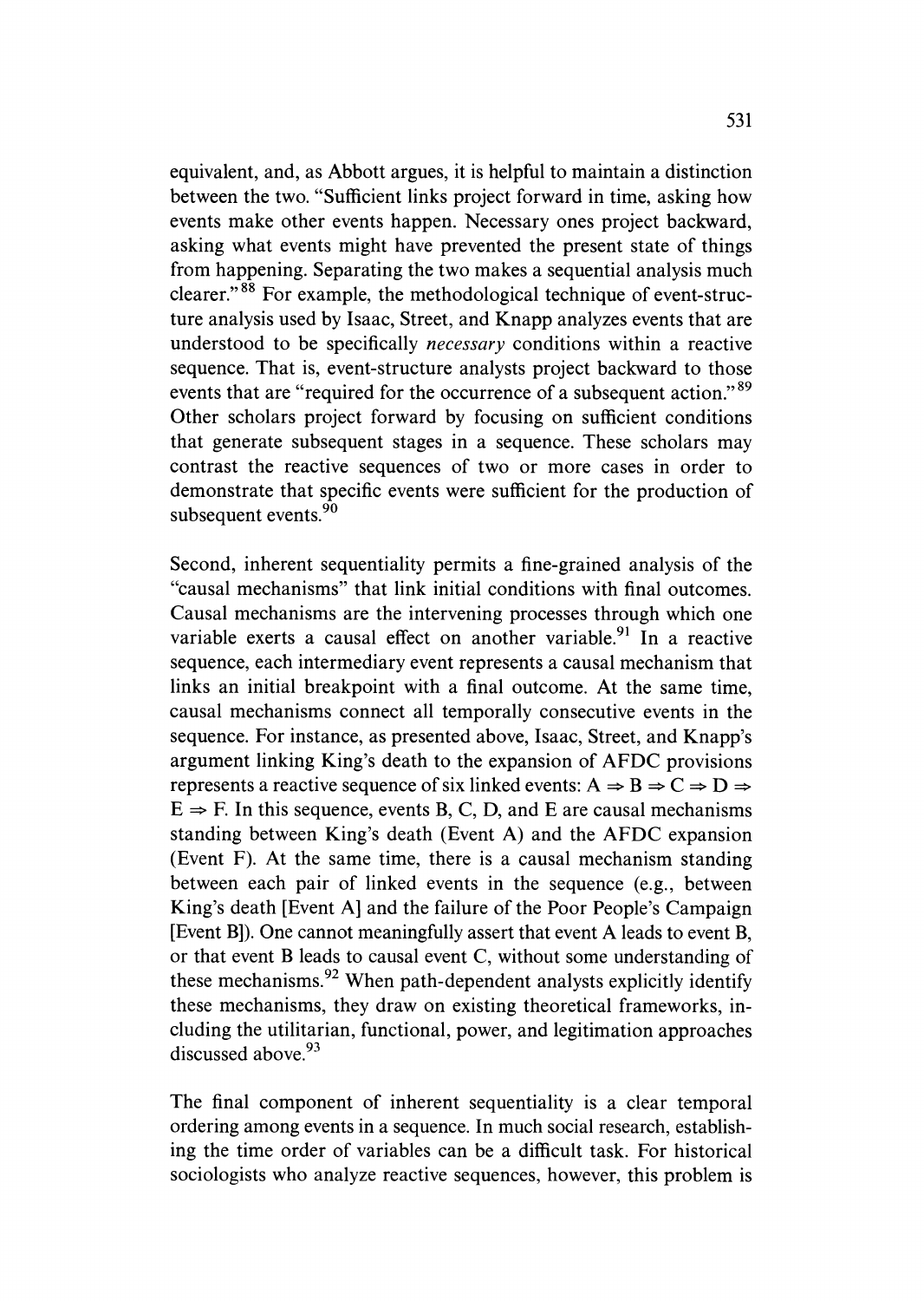equivalent, and, as Abbott argues, it is helpful to maintain a distinction between the two. "Sufficient links project forward in time, asking how events make other events happen. Necessary ones project backward, asking what events might have prevented the present state of things from happening. Separating the two makes a sequential analysis much clearer."[88] For example, the methodological technique of event-structure analysis used by Isaac, Street, and Knapp analyzes events that are understood to be specifically *necessary* conditions within a reactive sequence. That is, event-structure analysts project backward to those events that are "required for the occurrence of a subsequent action."[89] Other scholars project forward by focusing on sufficient conditions that generate subsequent stages in a sequence. These scholars may contrast the reactive sequences of two or more cases in order to demonstrate that specific events were sufficient for the production of subsequent events.[90]

Second, inherent sequentiality permits a fine-grained analysis of the "causal mechanisms" that link initial conditions with final outcomes. Causal mechanisms are the intervening processes through which one variable exerts a causal effect on another variable.[91] In a reactive sequence, each intermediary event represents a causal mechanism that links an initial breakpoint with a final outcome. At the same time, causal mechanisms connect all temporally consecutive events in the sequence. For instance, as presented above, Isaac, Street, and Knapp's argument linking King's death to the expansion of AFDC provisions represents a reactive sequence of six linked events: $A \Rightarrow B \Rightarrow C \Rightarrow D \Rightarrow E \Rightarrow F$. In this sequence, events B, C, D, and E are causal mechanisms standing between King's death (Event A) and the AFDC expansion (Event F). At the same time, there is a causal mechanism standing between each pair of linked events in the sequence (e.g., between King's death [Event A] and the failure of the Poor People's Campaign [Event B]). One cannot meaningfully assert that event A leads to event B, or that event B leads to causal event C, without some understanding of these mechanisms.[92] When path-dependent analysts explicitly identify these mechanisms, they draw on existing theoretical frameworks, including the utilitarian, functional, power, and legitimation approaches discussed above.[93]

The final component of inherent sequentiality is a clear temporal ordering among events in a sequence. In much social research, establishing the time order of variables can be a difficult task. For historical sociologists who analyze reactive sequences, however, this problem is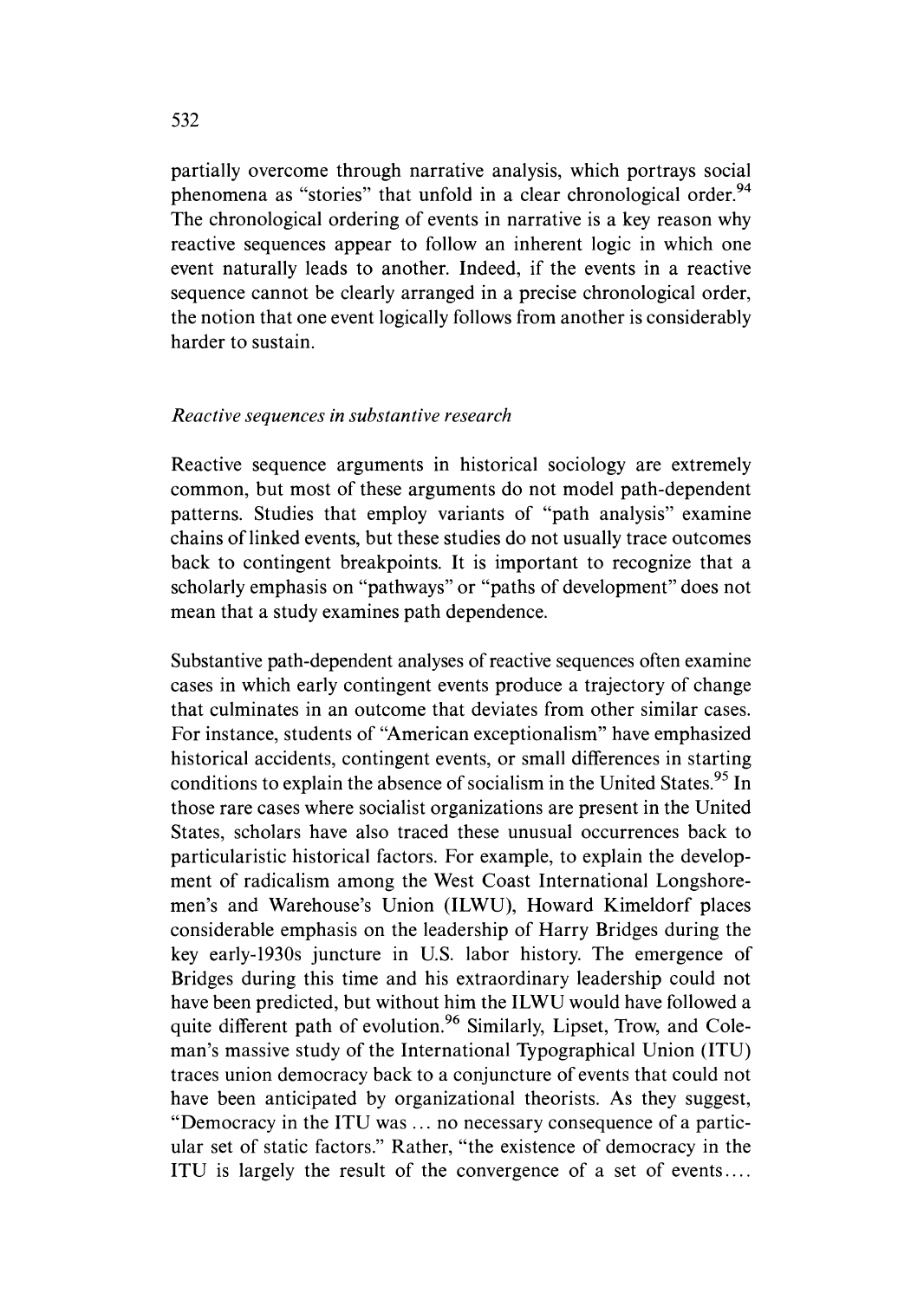partially overcome through narrative analysis, which portrays social phenomena as "stories" that unfold in a clear chronological order.[94] The chronological ordering of events in narrative is a key reason why reactive sequences appear to follow an inherent logic in which one event naturally leads to another. Indeed, if the events in a reactive sequence cannot be clearly arranged in a precise chronological order, the notion that one event logically follows from another is considerably harder to sustain.

### *Reactive sequences in substantive research*

Reactive sequence arguments in historical sociology are extremely common, but most of these arguments do not model path-dependent patterns. Studies that employ variants of "path analysis" examine chains of linked events, but these studies do not usually trace outcomes back to contingent breakpoints. It is important to recognize that a scholarly emphasis on "pathways" or "paths of development" does not mean that a study examines path dependence.

Substantive path-dependent analyses of reactive sequences often examine cases in which early contingent events produce a trajectory of change that culminates in an outcome that deviates from other similar cases. For instance, students of "American exceptionalism" have emphasized historical accidents, contingent events, or small differences in starting conditions to explain the absence of socialism in the United States.[95] In those rare cases where socialist organizations are present in the United States, scholars have also traced these unusual occurrences back to particularistic historical factors. For example, to explain the development of radicalism among the West Coast International Longshoremen's and Warehouse's Union (ILWU), Howard Kimeldorf places considerable emphasis on the leadership of Harry Bridges during the key early-1930s juncture in U.S. labor history. The emergence of Bridges during this time and his extraordinary leadership could not have been predicted, but without him the ILWU would have followed a quite different path of evolution.[96] Similarly, Lipset, Trow, and Coleman's massive study of the International Typographical Union (ITU) traces union democracy back to a conjuncture of events that could not have been anticipated by organizational theorists. As they suggest, "Democracy in the ITU was ... no necessary consequence of a particular set of static factors." Rather, "the existence of democracy in the ITU is largely the result of the convergence of a set of events....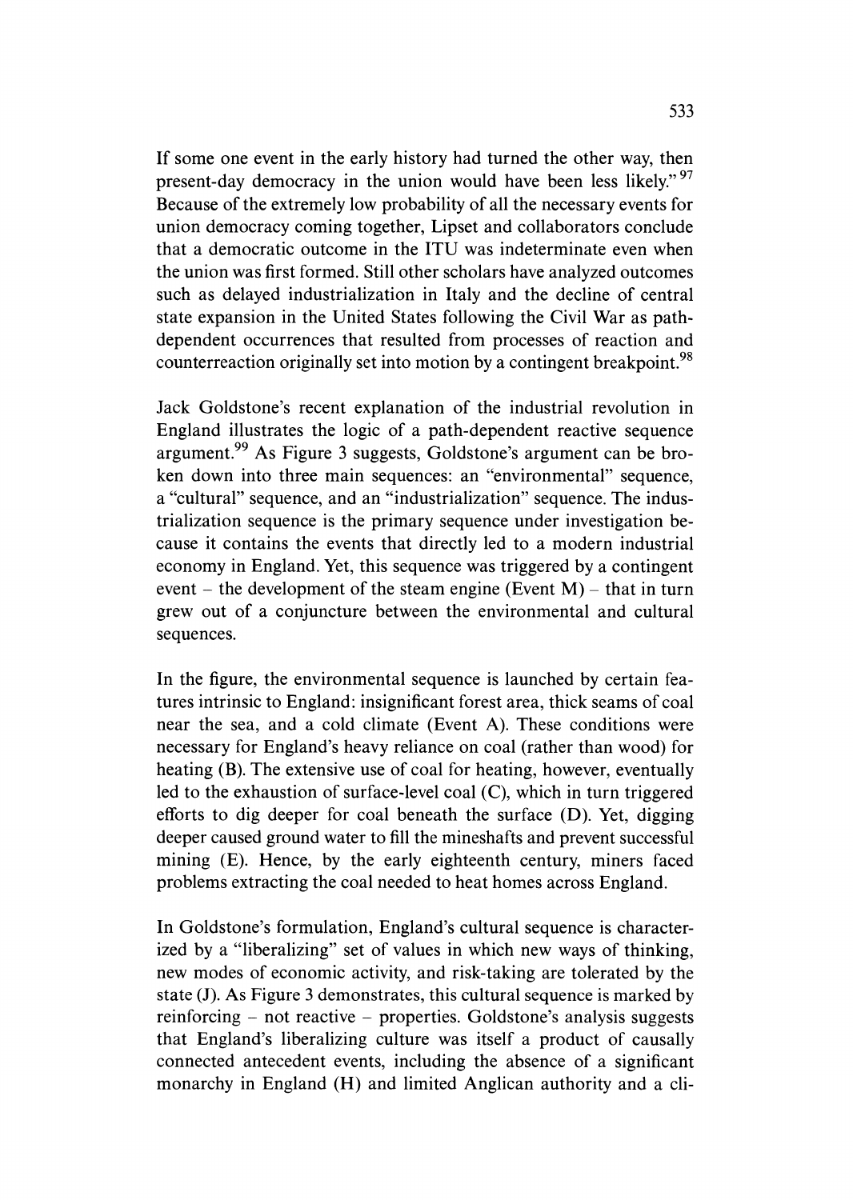If some one event in the early history had turned the other way, then present-day democracy in the union would have been less likely."[97] Because of the extremely low probability of all the necessary events for union democracy coming together, Lipset and collaborators conclude that a democratic outcome in the ITU was indeterminate even when the union was first formed. Still other scholars have analyzed outcomes such as delayed industrialization in Italy and the decline of central state expansion in the United States following the Civil War as path-dependent occurrences that resulted from processes of reaction and counterreaction originally set into motion by a contingent breakpoint.[98]

Jack Goldstone's recent explanation of the industrial revolution in England illustrates the logic of a path-dependent reactive sequence argument.[99] As Figure 3 suggests, Goldstone's argument can be broken down into three main sequences: an "environmental" sequence, a "cultural" sequence, and an "industrialization" sequence. The industrialization sequence is the primary sequence under investigation because it contains the events that directly led to a modern industrial economy in England. Yet, this sequence was triggered by a contingent event – the development of the steam engine (Event M) – that in turn grew out of a conjuncture between the environmental and cultural sequences.

In the figure, the environmental sequence is launched by certain features intrinsic to England: insignificant forest area, thick seams of coal near the sea, and a cold climate (Event A). These conditions were necessary for England's heavy reliance on coal (rather than wood) for heating (B). The extensive use of coal for heating, however, eventually led to the exhaustion of surface-level coal (C), which in turn triggered efforts to dig deeper for coal beneath the surface (D). Yet, digging deeper caused ground water to fill the mineshafts and prevent successful mining (E). Hence, by the early eighteenth century, miners faced problems extracting the coal needed to heat homes across England.

In Goldstone's formulation, England's cultural sequence is characterized by a "liberalizing" set of values in which new ways of thinking, new modes of economic activity, and risk-taking are tolerated by the state (J). As Figure 3 demonstrates, this cultural sequence is marked by reinforcing – not reactive – properties. Goldstone's analysis suggests that England's liberalizing culture was itself a product of causally connected antecedent events, including the absence of a significant monarchy in England (H) and limited Anglican authority and a cli-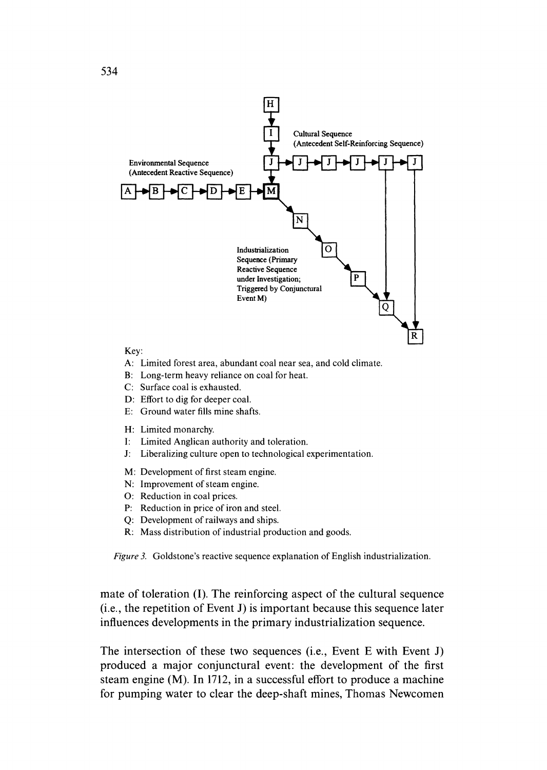Cultural Sequence
(Antecedent Self-Reinforcing Sequence)

Environmental Sequence
(Antecedent Reactive Sequence)

Industrialization Sequence (Primary Reactive Sequence under Investigation; Triggered by Conjunctural Event M)

Key:

- A: Limited forest area, abundant coal near sea, and cold climate.
- B: Long-term heavy reliance on coal for heat.
- C: Surface coal is exhausted.
- D: Effort to dig for deeper coal.
- E: Ground water fills mine shafts.

- H: Limited monarchy.
- I: Limited Anglican authority and toleration.
- J: Liberalizing culture open to technological experimentation.

- M: Development of first steam engine.
- N: Improvement of steam engine.
- O: Reduction in coal prices.
- P: Reduction in price of iron and steel.
- Q: Development of railways and ships.
- R: Mass distribution of industrial production and goods.

*Figure 3.* Goldstone's reactive sequence explanation of English industrialization.

mate of toleration (I). The reinforcing aspect of the cultural sequence (i.e., the repetition of Event J) is important because this sequence later influences developments in the primary industrialization sequence.

The intersection of these two sequences (i.e., Event E with Event J) produced a major conjunctural event: the development of the first steam engine (M). In 1712, in a successful effort to produce a machine for pumping water to clear the deep-shaft mines, Thomas Newcomen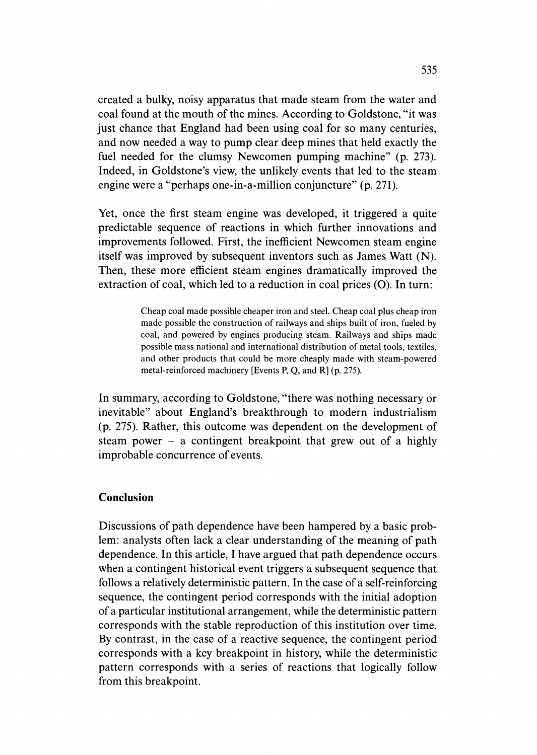created a bulky, noisy apparatus that made steam from the water and coal found at the mouth of the mines. According to Goldstone, "it was just chance that England had been using coal for so many centuries, and now needed a way to pump clear deep mines that held exactly the fuel needed for the clumsy Newcomen pumping machine" (p. 273). Indeed, in Goldstone's view, the unlikely events that led to the steam engine were a "perhaps one-in-a-million conjuncture" (p. 271).

Yet, once the first steam engine was developed, it triggered a quite predictable sequence of reactions in which further innovations and improvements followed. First, the inefficient Newcomen steam engine itself was improved by subsequent inventors such as James Watt (N). Then, these more efficient steam engines dramatically improved the extraction of coal, which led to a reduction in coal prices (O). In turn:

> Cheap coal made possible cheaper iron and steel. Cheap coal plus cheap iron made possible the construction of railways and ships built of iron, fueled by coal, and powered by engines producing steam. Railways and ships made possible mass national and international distribution of metal tools, textiles, and other products that could be more cheaply made with steam-powered metal-reinforced machinery [Events P, Q, and R] (p. 275).

In summary, according to Goldstone, "there was nothing necessary or inevitable" about England's breakthrough to modern industrialism (p. 275). Rather, this outcome was dependent on the development of steam power – a contingent breakpoint that grew out of a highly improbable concurrence of events.

## Conclusion

Discussions of path dependence have been hampered by a basic problem: analysts often lack a clear understanding of the meaning of path dependence. In this article, I have argued that path dependence occurs when a contingent historical event triggers a subsequent sequence that follows a relatively deterministic pattern. In the case of a self-reinforcing sequence, the contingent period corresponds with the initial adoption of a particular institutional arrangement, while the deterministic pattern corresponds with the stable reproduction of this institution over time. By contrast, in the case of a reactive sequence, the contingent period corresponds with a key breakpoint in history, while the deterministic pattern corresponds with a series of reactions that logically follow from this breakpoint.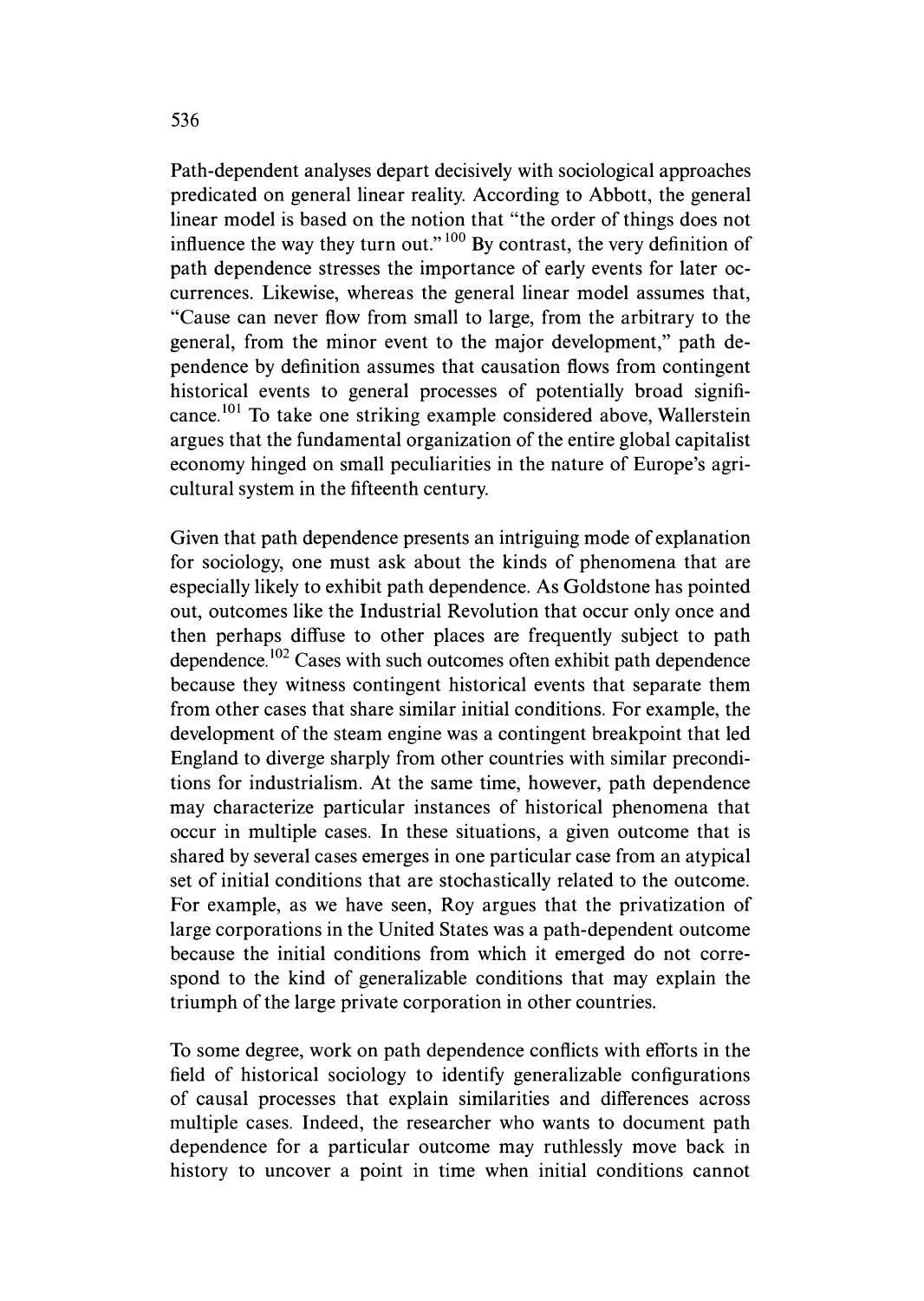Path-dependent analyses depart decisively with sociological approaches predicated on general linear reality. According to Abbott, the general linear model is based on the notion that "the order of things does not influence the way they turn out."[100] By contrast, the very definition of path dependence stresses the importance of early events for later occurrences. Likewise, whereas the general linear model assumes that, "Cause can never flow from small to large, from the arbitrary to the general, from the minor event to the major development," path dependence by definition assumes that causation flows from contingent historical events to general processes of potentially broad significance.[101] To take one striking example considered above, Wallerstein argues that the fundamental organization of the entire global capitalist economy hinged on small peculiarities in the nature of Europe's agricultural system in the fifteenth century.

Given that path dependence presents an intriguing mode of explanation for sociology, one must ask about the kinds of phenomena that are especially likely to exhibit path dependence. As Goldstone has pointed out, outcomes like the Industrial Revolution that occur only once and then perhaps diffuse to other places are frequently subject to path dependence.[102] Cases with such outcomes often exhibit path dependence because they witness contingent historical events that separate them from other cases that share similar initial conditions. For example, the development of the steam engine was a contingent breakpoint that led England to diverge sharply from other countries with similar preconditions for industrialism. At the same time, however, path dependence may characterize particular instances of historical phenomena that occur in multiple cases. In these situations, a given outcome that is shared by several cases emerges in one particular case from an atypical set of initial conditions that are stochastically related to the outcome. For example, as we have seen, Roy argues that the privatization of large corporations in the United States was a path-dependent outcome because the initial conditions from which it emerged do not correspond to the kind of generalizable conditions that may explain the triumph of the large private corporation in other countries.

To some degree, work on path dependence conflicts with efforts in the field of historical sociology to identify generalizable configurations of causal processes that explain similarities and differences across multiple cases. Indeed, the researcher who wants to document path dependence for a particular outcome may ruthlessly move back in history to uncover a point in time when initial conditions cannot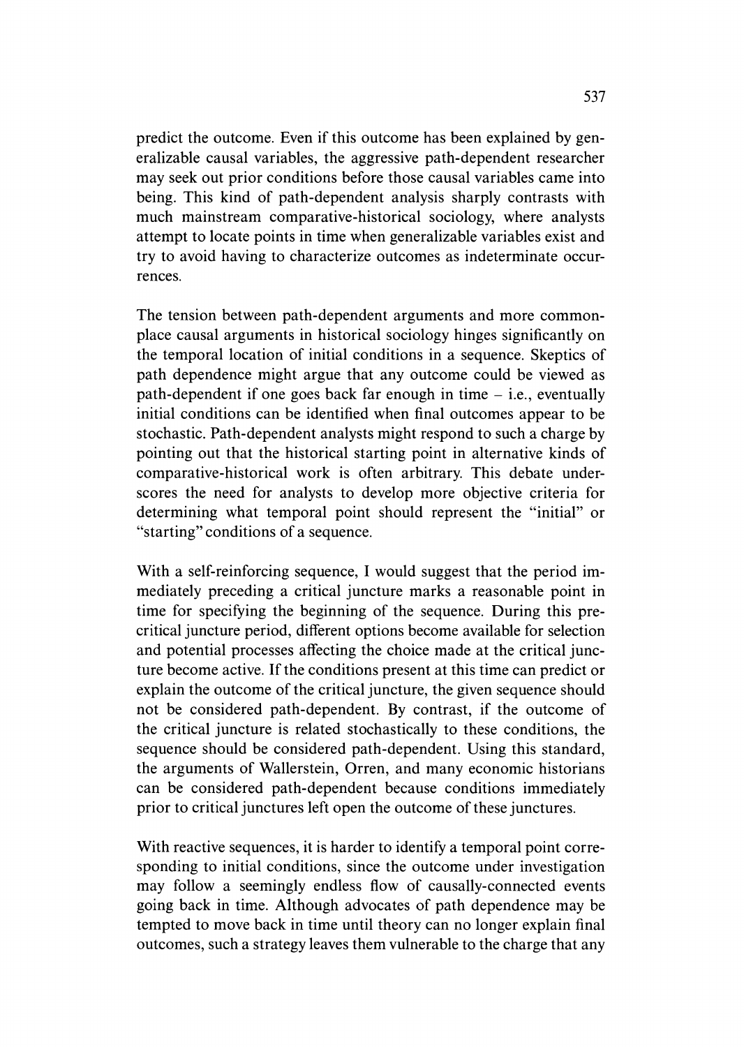predict the outcome. Even if this outcome has been explained by generalizable causal variables, the aggressive path-dependent researcher may seek out prior conditions before those causal variables came into being. This kind of path-dependent analysis sharply contrasts with much mainstream comparative-historical sociology, where analysts attempt to locate points in time when generalizable variables exist and try to avoid having to characterize outcomes as indeterminate occurrences.

The tension between path-dependent arguments and more commonplace causal arguments in historical sociology hinges significantly on the temporal location of initial conditions in a sequence. Skeptics of path dependence might argue that any outcome could be viewed as path-dependent if one goes back far enough in time – i.e., eventually initial conditions can be identified when final outcomes appear to be stochastic. Path-dependent analysts might respond to such a charge by pointing out that the historical starting point in alternative kinds of comparative-historical work is often arbitrary. This debate underscores the need for analysts to develop more objective criteria for determining what temporal point should represent the "initial" or "starting" conditions of a sequence.

With a self-reinforcing sequence, I would suggest that the period immediately preceding a critical juncture marks a reasonable point in time for specifying the beginning of the sequence. During this pre-critical juncture period, different options become available for selection and potential processes affecting the choice made at the critical juncture become active. If the conditions present at this time can predict or explain the outcome of the critical juncture, the given sequence should not be considered path-dependent. By contrast, if the outcome of the critical juncture is related stochastically to these conditions, the sequence should be considered path-dependent. Using this standard, the arguments of Wallerstein, Orren, and many economic historians can be considered path-dependent because conditions immediately prior to critical junctures left open the outcome of these junctures.

With reactive sequences, it is harder to identify a temporal point corresponding to initial conditions, since the outcome under investigation may follow a seemingly endless flow of causally-connected events going back in time. Although advocates of path dependence may be tempted to move back in time until theory can no longer explain final outcomes, such a strategy leaves them vulnerable to the charge that any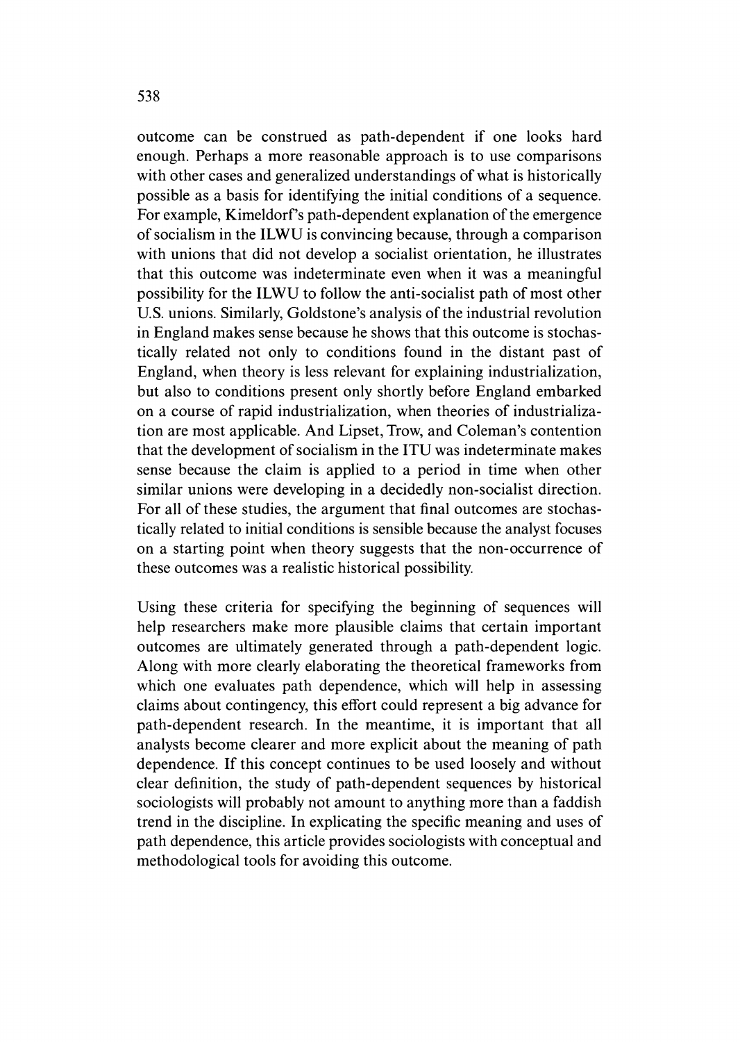outcome can be construed as path-dependent if one looks hard enough. Perhaps a more reasonable approach is to use comparisons with other cases and generalized understandings of what is historically possible as a basis for identifying the initial conditions of a sequence. For example, Kimeldorf's path-dependent explanation of the emergence of socialism in the ILWU is convincing because, through a comparison with unions that did not develop a socialist orientation, he illustrates that this outcome was indeterminate even when it was a meaningful possibility for the ILWU to follow the anti-socialist path of most other U.S. unions. Similarly, Goldstone's analysis of the industrial revolution in England makes sense because he shows that this outcome is stochastically related not only to conditions found in the distant past of England, when theory is less relevant for explaining industrialization, but also to conditions present only shortly before England embarked on a course of rapid industrialization, when theories of industrialization are most applicable. And Lipset, Trow, and Coleman's contention that the development of socialism in the ITU was indeterminate makes sense because the claim is applied to a period in time when other similar unions were developing in a decidedly non-socialist direction. For all of these studies, the argument that final outcomes are stochastically related to initial conditions is sensible because the analyst focuses on a starting point when theory suggests that the non-occurrence of these outcomes was a realistic historical possibility.

Using these criteria for specifying the beginning of sequences will help researchers make more plausible claims that certain important outcomes are ultimately generated through a path-dependent logic. Along with more clearly elaborating the theoretical frameworks from which one evaluates path dependence, which will help in assessing claims about contingency, this effort could represent a big advance for path-dependent research. In the meantime, it is important that all analysts become clearer and more explicit about the meaning of path dependence. If this concept continues to be used loosely and without clear definition, the study of path-dependent sequences by historical sociologists will probably not amount to anything more than a faddish trend in the discipline. In explicating the specific meaning and uses of path dependence, this article provides sociologists with conceptual and methodological tools for avoiding this outcome.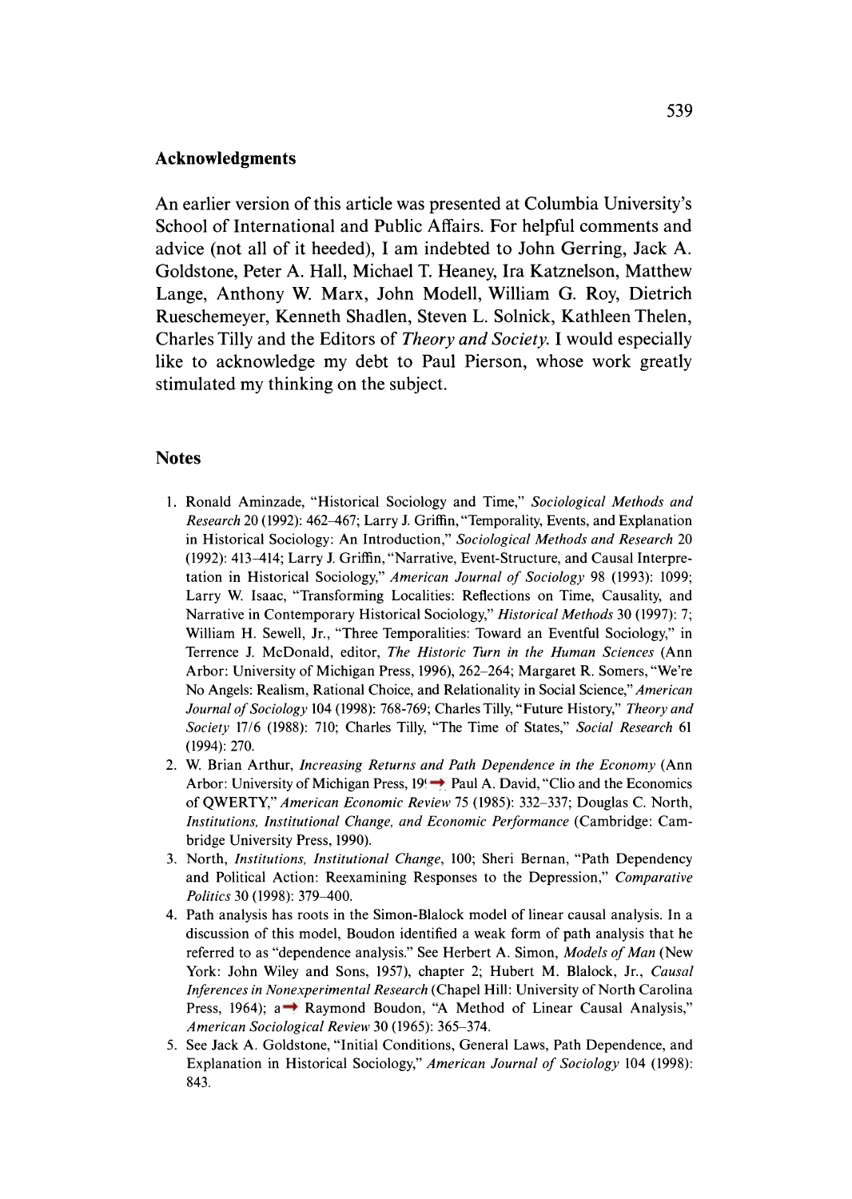## Acknowledgments

An earlier version of this article was presented at Columbia University's School of International and Public Affairs. For helpful comments and advice (not all of it heeded), I am indebted to John Gerring, Jack A. Goldstone, Peter A. Hall, Michael T. Heaney, Ira Katznelson, Matthew Lange, Anthony W. Marx, John Modell, William G. Roy, Dietrich Rueschemeyer, Kenneth Shadlen, Steven L. Solnick, Kathleen Thelen, Charles Tilly and the Editors of *Theory and Society*. I would especially like to acknowledge my debt to Paul Pierson, whose work greatly stimulated my thinking on the subject.

## Notes

1. Ronald Aminzade, "Historical Sociology and Time," *Sociological Methods and Research* 20 (1992): 462–467; Larry J. Griffin, "Temporality, Events, and Explanation in Historical Sociology: An Introduction," *Sociological Methods and Research* 20 (1992): 413–414; Larry J. Griffin, "Narrative, Event-Structure, and Causal Interpretation in Historical Sociology," *American Journal of Sociology* 98 (1993): 1099; Larry W. Isaac, "Transforming Localities: Reflections on Time, Causality, and Narrative in Contemporary Historical Sociology," *Historical Methods* 30 (1997): 7; William H. Sewell, Jr., "Three Temporalities: Toward an Eventful Sociology," in Terrence J. McDonald, editor, *The Historic Turn in the Human Sciences* (Ann Arbor: University of Michigan Press, 1996), 262–264; Margaret R. Somers, "We're No Angels: Realism, Rational Choice, and Relationality in Social Science," *American Journal of Sociology* 104 (1998): 768-769; Charles Tilly, "Future History," *Theory and Society* 17/6 (1988): 710; Charles Tilly, "The Time of States," *Social Research* 61 (1994): 270.
2. W. Brian Arthur, *Increasing Returns and Path Dependence in the Economy* (Ann Arbor: University of Michigan Press, 19(→ Paul A. David, "Clio and the Economics of QWERTY," *American Economic Review* 75 (1985): 332–337; Douglas C. North, *Institutions, Institutional Change, and Economic Performance* (Cambridge: Cambridge University Press, 1990).
3. North, *Institutions, Institutional Change*, 100; Sheri Bernan, "Path Dependency and Political Action: Reexamining Responses to the Depression," *Comparative Politics* 30 (1998): 379–400.
4. Path analysis has roots in the Simon-Blalock model of linear causal analysis. In a discussion of this model, Boudon identified a weak form of path analysis that he referred to as "dependence analysis." See Herbert A. Simon, *Models of Man* (New York: John Wiley and Sons, 1957), chapter 2; Hubert M. Blalock, Jr., *Causal Inferences in Nonexperimental Research* (Chapel Hill: University of North Carolina Press, 1964); a→ Raymond Boudon, "A Method of Linear Causal Analysis," *American Sociological Review* 30 (1965): 365–374.
5. See Jack A. Goldstone, "Initial Conditions, General Laws, Path Dependence, and Explanation in Historical Sociology," *American Journal of Sociology* 104 (1998): 843.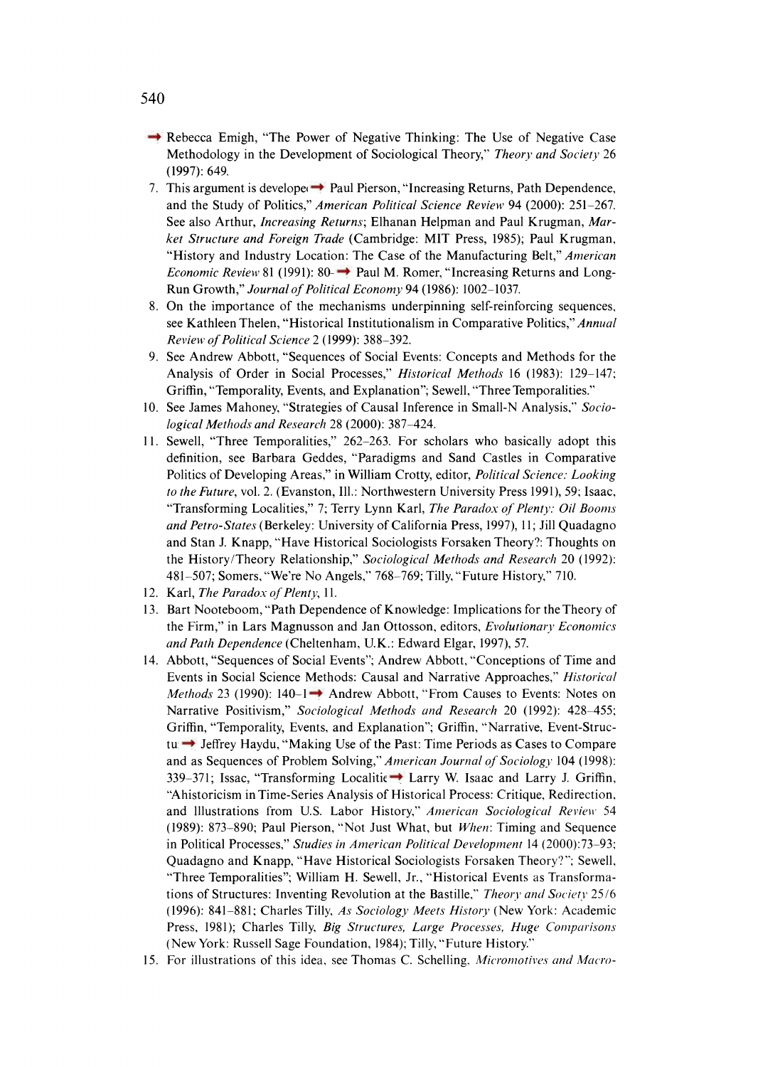Rebecca Emigh, "The Power of Negative Thinking: The Use of Negative Case Methodology in the Development of Sociological Theory," *Theory and Society* 26 (1997): 649.

7. This argument is developed in Paul Pierson, "Increasing Returns, Path Dependence, and the Study of Politics," *American Political Science Review* 94 (2000): 251–267. See also Arthur, *Increasing Returns*; Elhanan Helpman and Paul Krugman, *Market Structure and Foreign Trade* (Cambridge: MIT Press, 1985); Paul Krugman, "History and Industry Location: The Case of the Manufacturing Belt," *American Economic Review* 81 (1991): 80– Paul M. Romer, "Increasing Returns and Long-Run Growth," *Journal of Political Economy* 94 (1986): 1002–1037.
8. On the importance of the mechanisms underpinning self-reinforcing sequences, see Kathleen Thelen, "Historical Institutionalism in Comparative Politics," *Annual Review of Political Science* 2 (1999): 388–392.
9. See Andrew Abbott, "Sequences of Social Events: Concepts and Methods for the Analysis of Order in Social Processes," *Historical Methods* 16 (1983): 129–147; Griffin, "Temporality, Events, and Explanation"; Sewell, "Three Temporalities."
10. See James Mahoney, "Strategies of Causal Inference in Small-N Analysis," *Sociological Methods and Research* 28 (2000): 387–424.
11. Sewell, "Three Temporalities," 262–263. For scholars who basically adopt this definition, see Barbara Geddes, "Paradigms and Sand Castles in Comparative Politics of Developing Areas," in William Crotty, editor, *Political Science: Looking to the Future*, vol. 2. (Evanston, Ill.: Northwestern University Press 1991), 59; Isaac, "Transforming Localities," 7; Terry Lynn Karl, *The Paradox of Plenty: Oil Booms and Petro-States* (Berkeley: University of California Press, 1997), 11; Jill Quadagno and Stan J. Knapp, "Have Historical Sociologists Forsaken Theory?: Thoughts on the History/Theory Relationship," *Sociological Methods and Research* 20 (1992): 481–507; Somers, "We're No Angels," 768–769; Tilly, "Future History," 710.
12. Karl, *The Paradox of Plenty*, 11.
13. Bart Nooteboom, "Path Dependence of Knowledge: Implications for the Theory of the Firm," in Lars Magnusson and Jan Ottosson, editors, *Evolutionary Economics and Path Dependence* (Cheltenham, U.K.: Edward Elgar, 1997), 57.
14. Abbott, "Sequences of Social Events"; Andrew Abbott, "Conceptions of Time and Events in Social Science Methods: Causal and Narrative Approaches," *Historical Methods* 23 (1990): 140–1 Andrew Abbott, "From Causes to Events: Notes on Narrative Positivism," *Sociological Methods and Research* 20 (1992): 428–455; Griffin, "Temporality, Events, and Explanation"; Griffin, "Narrative, Event-Structu Jeffrey Haydu, "Making Use of the Past: Time Periods as Cases to Compare and as Sequences of Problem Solving," *American Journal of Sociology* 104 (1998): 339–371; Issac, "Transforming Localitie Larry W. Isaac and Larry J. Griffin, "Ahistoricism in Time-Series Analysis of Historical Process: Critique, Redirection, and Illustrations from U.S. Labor History," *American Sociological Review* 54 (1989): 873–890; Paul Pierson, "Not Just What, but *When*: Timing and Sequence in Political Processes," *Studies in American Political Development* 14 (2000):73–93; Quadagno and Knapp, "Have Historical Sociologists Forsaken Theory?"; Sewell, "Three Temporalities"; William H. Sewell, Jr., "Historical Events as Transformations of Structures: Inventing Revolution at the Bastille," *Theory and Society* 25/6 (1996): 841–881; Charles Tilly, *As Sociology Meets History* (New York: Academic Press, 1981); Charles Tilly, *Big Structures, Large Processes, Huge Comparisons* (New York: Russell Sage Foundation, 1984); Tilly, "Future History."
15. For illustrations of this idea, see Thomas C. Schelling, *Micromotives and Macro-*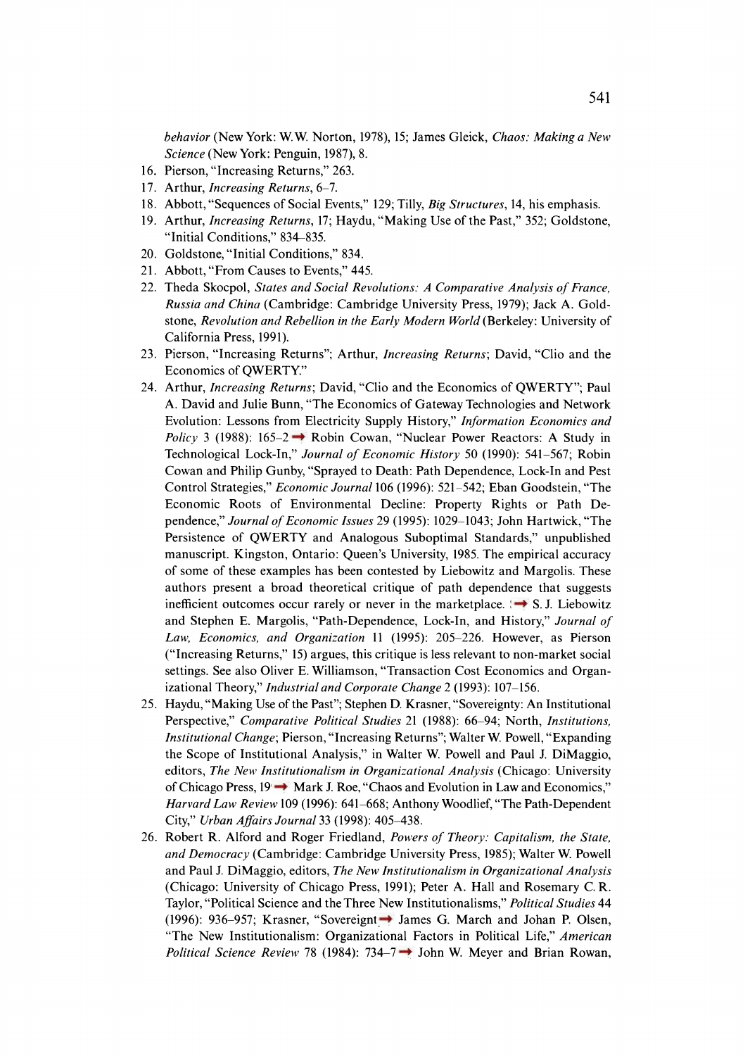*behavior* (New York: W.W. Norton, 1978), 15; James Gleick, *Chaos: Making a New Science* (New York: Penguin, 1987), 8.

16. Pierson, "Increasing Returns," 263.
17. Arthur, *Increasing Returns*, 6–7.
18. Abbott, "Sequences of Social Events," 129; Tilly, *Big Structures*, 14, his emphasis.
19. Arthur, *Increasing Returns*, 17; Haydu, "Making Use of the Past," 352; Goldstone, "Initial Conditions," 834–835.
20. Goldstone, "Initial Conditions," 834.
21. Abbott, "From Causes to Events," 445.
22. Theda Skocpol, *States and Social Revolutions: A Comparative Analysis of France, Russia and China* (Cambridge: Cambridge University Press, 1979); Jack A. Goldstone, *Revolution and Rebellion in the Early Modern World* (Berkeley: University of California Press, 1991).
23. Pierson, "Increasing Returns"; Arthur, *Increasing Returns*; David, "Clio and the Economics of QWERTY."
24. Arthur, *Increasing Returns*; David, "Clio and the Economics of QWERTY"; Paul A. David and Julie Bunn, "The Economics of Gateway Technologies and Network Evolution: Lessons from Electricity Supply History," *Information Economics and Policy* 3 (1988): 165–2→ Robin Cowan, "Nuclear Power Reactors: A Study in Technological Lock-In," *Journal of Economic History* 50 (1990): 541–567; Robin Cowan and Philip Gunby, "Sprayed to Death: Path Dependence, Lock-In and Pest Control Strategies," *Economic Journal* 106 (1996): 521–542; Eban Goodstein, "The Economic Roots of Environmental Decline: Property Rights or Path Dependence," *Journal of Economic Issues* 29 (1995): 1029–1043; John Hartwick, "The Persistence of QWERTY and Analogous Suboptimal Standards," unpublished manuscript. Kingston, Ontario: Queen's University, 1985. The empirical accuracy of some of these examples has been contested by Liebowitz and Margolis. These authors present a broad theoretical critique of path dependence that suggests inefficient outcomes occur rarely or never in the marketplace. → S. J. Liebowitz and Stephen E. Margolis, "Path-Dependence, Lock-In, and History," *Journal of Law, Economics, and Organization* 11 (1995): 205–226. However, as Pierson ("Increasing Returns," 15) argues, this critique is less relevant to non-market social settings. See also Oliver E. Williamson, "Transaction Cost Economics and Organizational Theory," *Industrial and Corporate Change* 2 (1993): 107–156.
25. Haydu, "Making Use of the Past"; Stephen D. Krasner, "Sovereignty: An Institutional Perspective," *Comparative Political Studies* 21 (1988): 66–94; North, *Institutions, Institutional Change*; Pierson, "Increasing Returns"; Walter W. Powell, "Expanding the Scope of Institutional Analysis," in Walter W. Powell and Paul J. DiMaggio, editors, *The New Institutionalism in Organizational Analysis* (Chicago: University of Chicago Press, 19→ Mark J. Roe, "Chaos and Evolution in Law and Economics," *Harvard Law Review* 109 (1996): 641–668; Anthony Woodlief, "The Path-Dependent City," *Urban Affairs Journal* 33 (1998): 405–438.
26. Robert R. Alford and Roger Friedland, *Powers of Theory: Capitalism, the State, and Democracy* (Cambridge: Cambridge University Press, 1985); Walter W. Powell and Paul J. DiMaggio, editors, *The New Institutionalism in Organizational Analysis* (Chicago: University of Chicago Press, 1991); Peter A. Hall and Rosemary C. R. Taylor, "Political Science and the Three New Institutionalisms," *Political Studies* 44 (1996): 936–957; Krasner, "Sovereignt→ James G. March and Johan P. Olsen, "The New Institutionalism: Organizational Factors in Political Life," *American Political Science Review* 78 (1984): 734–7→ John W. Meyer and Brian Rowan,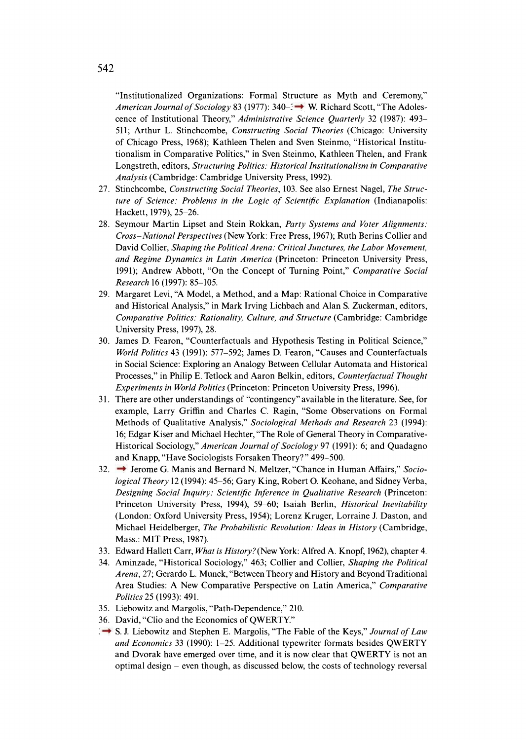"Institutionalized Organizations: Formal Structure as Myth and Ceremony," *American Journal of Sociology* 83 (1977): 340–; W. Richard Scott, "The Adolescence of Institutional Theory," *Administrative Science Quarterly* 32 (1987): 493–511; Arthur L. Stinchcombe, *Constructing Social Theories* (Chicago: University of Chicago Press, 1968); Kathleen Thelen and Sven Steinmo, "Historical Institutionalism in Comparative Politics," in Sven Steinmo, Kathleen Thelen, and Frank Longstreth, editors, *Structuring Politics: Historical Institutionalism in Comparative Analysis* (Cambridge: Cambridge University Press, 1992).

27. Stinchcombe, *Constructing Social Theories*, 103. See also Ernest Nagel, *The Structure of Science: Problems in the Logic of Scientific Explanation* (Indianapolis: Hackett, 1979), 25–26.
28. Seymour Martin Lipset and Stein Rokkan, *Party Systems and Voter Alignments: Cross-National Perspectives* (New York: Free Press, 1967); Ruth Berins Collier and David Collier, *Shaping the Political Arena: Critical Junctures, the Labor Movement, and Regime Dynamics in Latin America* (Princeton: Princeton University Press, 1991); Andrew Abbott, "On the Concept of Turning Point," *Comparative Social Research* 16 (1997): 85–105.
29. Margaret Levi, "A Model, a Method, and a Map: Rational Choice in Comparative and Historical Analysis," in Mark Irving Lichbach and Alan S. Zuckerman, editors, *Comparative Politics: Rationality, Culture, and Structure* (Cambridge: Cambridge University Press, 1997), 28.
30. James D. Fearon, "Counterfactuals and Hypothesis Testing in Political Science," *World Politics* 43 (1991): 577–592; James D. Fearon, "Causes and Counterfactuals in Social Science: Exploring an Analogy Between Cellular Automata and Historical Processes," in Philip E. Tetlock and Aaron Belkin, editors, *Counterfactual Thought Experiments in World Politics* (Princeton: Princeton University Press, 1996).
31. There are other understandings of "contingency" available in the literature. See, for example, Larry Griffin and Charles C. Ragin, "Some Observations on Formal Methods of Qualitative Analysis," *Sociological Methods and Research* 23 (1994): 16; Edgar Kiser and Michael Hechter, "The Role of General Theory in Comparative-Historical Sociology," *American Journal of Sociology* 97 (1991): 6; and Quadagno and Knapp, "Have Sociologists Forsaken Theory?" 499–500.
32. Jerome G. Manis and Bernard N. Meltzer, "Chance in Human Affairs," *Sociological Theory* 12 (1994): 45–56; Gary King, Robert O. Keohane, and Sidney Verba, *Designing Social Inquiry: Scientific Inference in Qualitative Research* (Princeton: Princeton University Press, 1994), 59–60; Isaiah Berlin, *Historical Inevitability* (London: Oxford University Press, 1954); Lorenz Kruger, Lorraine J. Daston, and Michael Heidelberger, *The Probabilistic Revolution: Ideas in History* (Cambridge, Mass.: MIT Press, 1987).
33. Edward Hallett Carr, *What is History?* (New York: Alfred A. Knopf, 1962), chapter 4.
34. Aminzade, "Historical Sociology," 463; Collier and Collier, *Shaping the Political Arena*, 27; Gerardo L. Munck, "Between Theory and History and Beyond Traditional Area Studies: A New Comparative Perspective on Latin America," *Comparative Politics* 25 (1993): 491.
35. Liebowitz and Margolis, "Path-Dependence," 210.
36. David, "Clio and the Economics of QWERTY."

S. J. Liebowitz and Stephen E. Margolis, "The Fable of the Keys," *Journal of Law and Economics* 33 (1990): 1–25. Additional typewriter formats besides QWERTY and Dvorak have emerged over time, and it is now clear that QWERTY is not an optimal design – even though, as discussed below, the costs of technology reversal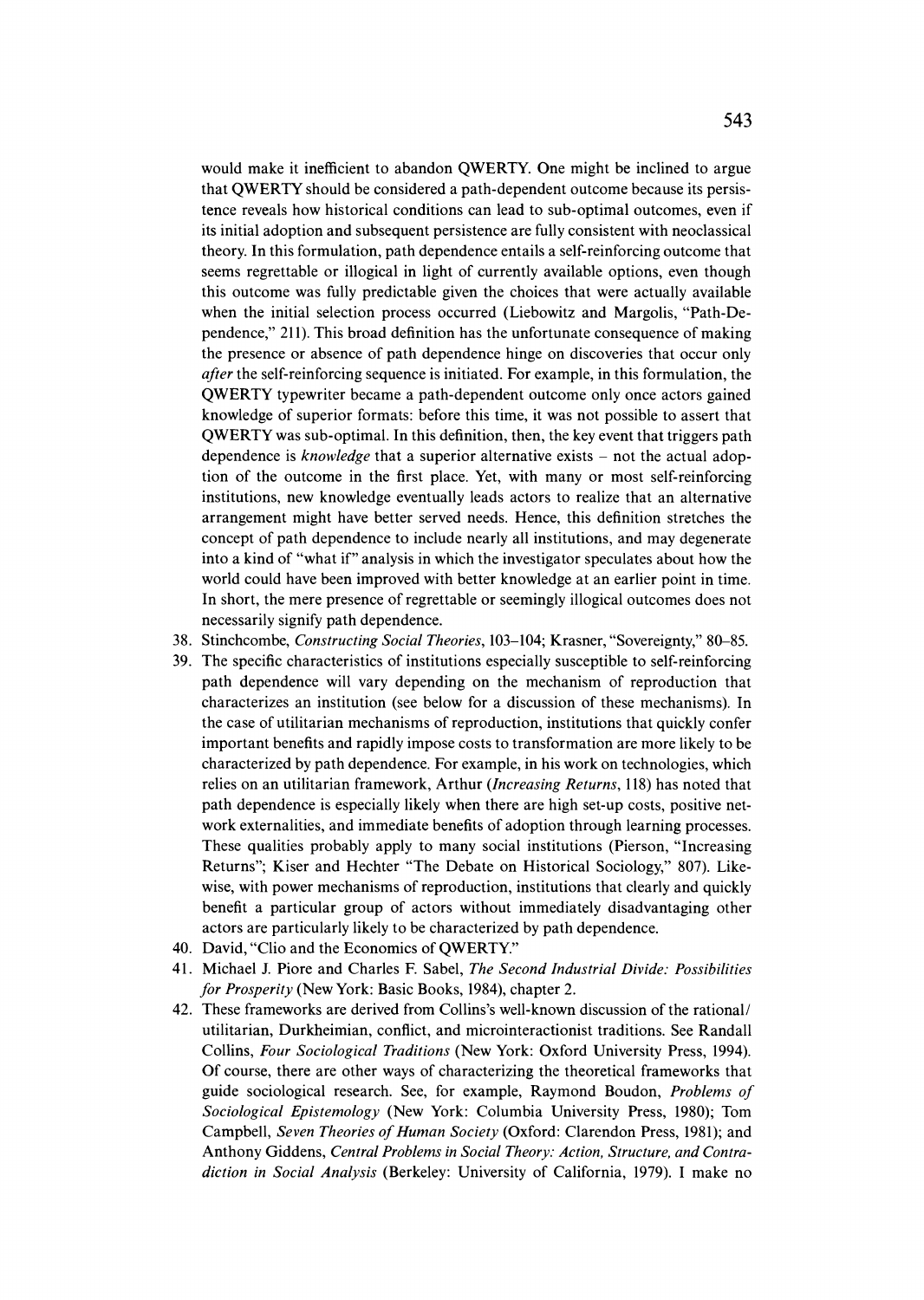would make it inefficient to abandon QWERTY. One might be inclined to argue that QWERTY should be considered a path-dependent outcome because its persistence reveals how historical conditions can lead to sub-optimal outcomes, even if its initial adoption and subsequent persistence are fully consistent with neoclassical theory. In this formulation, path dependence entails a self-reinforcing outcome that seems regrettable or illogical in light of currently available options, even though this outcome was fully predictable given the choices that were actually available when the initial selection process occurred (Liebowitz and Margolis, "Path-Dependence," 211). This broad definition has the unfortunate consequence of making the presence or absence of path dependence hinge on discoveries that occur only *after* the self-reinforcing sequence is initiated. For example, in this formulation, the QWERTY typewriter became a path-dependent outcome only once actors gained knowledge of superior formats: before this time, it was not possible to assert that QWERTY was sub-optimal. In this definition, then, the key event that triggers path dependence is *knowledge* that a superior alternative exists – not the actual adoption of the outcome in the first place. Yet, with many or most self-reinforcing institutions, new knowledge eventually leads actors to realize that an alternative arrangement might have better served needs. Hence, this definition stretches the concept of path dependence to include nearly all institutions, and may degenerate into a kind of "what if" analysis in which the investigator speculates about how the world could have been improved with better knowledge at an earlier point in time. In short, the mere presence of regrettable or seemingly illogical outcomes does not necessarily signify path dependence.

38. Stinchcombe, *Constructing Social Theories*, 103–104; Krasner, "Sovereignty," 80–85.
39. The specific characteristics of institutions especially susceptible to self-reinforcing path dependence will vary depending on the mechanism of reproduction that characterizes an institution (see below for a discussion of these mechanisms). In the case of utilitarian mechanisms of reproduction, institutions that quickly confer important benefits and rapidly impose costs to transformation are more likely to be characterized by path dependence. For example, in his work on technologies, which relies on an utilitarian framework, Arthur (*Increasing Returns*, 118) has noted that path dependence is especially likely when there are high set-up costs, positive network externalities, and immediate benefits of adoption through learning processes. These qualities probably apply to many social institutions (Pierson, "Increasing Returns"; Kiser and Hechter "The Debate on Historical Sociology," 807). Likewise, with power mechanisms of reproduction, institutions that clearly and quickly benefit a particular group of actors without immediately disadvantaging other actors are particularly likely to be characterized by path dependence.
40. David, "Clio and the Economics of QWERTY."
41. Michael J. Piore and Charles F. Sabel, *The Second Industrial Divide: Possibilities for Prosperity* (New York: Basic Books, 1984), chapter 2.
42. These frameworks are derived from Collins's well-known discussion of the rational/utilitarian, Durkheimian, conflict, and microinteractionist traditions. See Randall Collins, *Four Sociological Traditions* (New York: Oxford University Press, 1994). Of course, there are other ways of characterizing the theoretical frameworks that guide sociological research. See, for example, Raymond Boudon, *Problems of Sociological Epistemology* (New York: Columbia University Press, 1980); Tom Campbell, *Seven Theories of Human Society* (Oxford: Clarendon Press, 1981); and Anthony Giddens, *Central Problems in Social Theory: Action, Structure, and Contradiction in Social Analysis* (Berkeley: University of California, 1979). I make no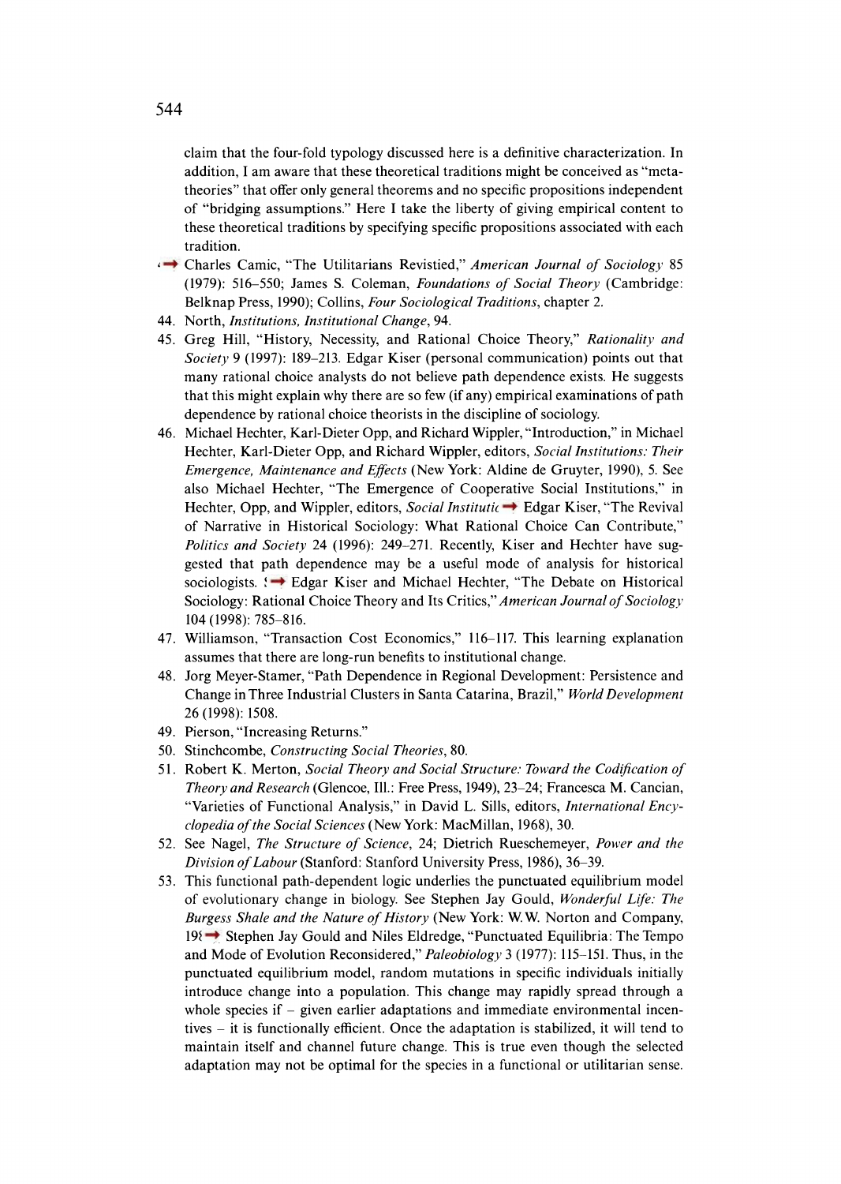claim that the four-fold typology discussed here is a definitive characterization. In addition, I am aware that these theoretical traditions might be conceived as "meta-theories" that offer only general theorems and no specific propositions independent of "bridging assumptions." Here I take the liberty of giving empirical content to these theoretical traditions by specifying specific propositions associated with each tradition.

43. Charles Camic, "The Utilitarians Revistied," *American Journal of Sociology* 85 (1979): 516–550; James S. Coleman, *Foundations of Social Theory* (Cambridge: Belknap Press, 1990); Collins, *Four Sociological Traditions*, chapter 2.
44. North, *Institutions, Institutional Change*, 94.
45. Greg Hill, "History, Necessity, and Rational Choice Theory," *Rationality and Society* 9 (1997): 189–213. Edgar Kiser (personal communication) points out that many rational choice analysts do not believe path dependence exists. He suggests that this might explain why there are so few (if any) empirical examinations of path dependence by rational choice theorists in the discipline of sociology.
46. Michael Hechter, Karl-Dieter Opp, and Richard Wippler, "Introduction," in Michael Hechter, Karl-Dieter Opp, and Richard Wippler, editors, *Social Institutions: Their Emergence, Maintenance and Effects* (New York: Aldine de Gruyter, 1990), 5. See also Michael Hechter, "The Emergence of Cooperative Social Institutions," in Hechter, Opp, and Wippler, editors, *Social Institutic* Edgar Kiser, "The Revival of Narrative in Historical Sociology: What Rational Choice Can Contribute," *Politics and Society* 24 (1996): 249–271. Recently, Kiser and Hechter have suggested that path dependence may be a useful mode of analysis for historical sociologists. Edgar Kiser and Michael Hechter, "The Debate on Historical Sociology: Rational Choice Theory and Its Critics," *American Journal of Sociology* 104 (1998): 785–816.
47. Williamson, "Transaction Cost Economics," 116–117. This learning explanation assumes that there are long-run benefits to institutional change.
48. Jorg Meyer-Stamer, "Path Dependence in Regional Development: Persistence and Change in Three Industrial Clusters in Santa Catarina, Brazil," *World Development* 26 (1998): 1508.
49. Pierson, "Increasing Returns."
50. Stinchcombe, *Constructing Social Theories*, 80.
51. Robert K. Merton, *Social Theory and Social Structure: Toward the Codification of Theory and Research* (Glencoe, Ill.: Free Press, 1949), 23–24; Francesca M. Cancian, "Varieties of Functional Analysis," in David L. Sills, editors, *International Encyclopedia of the Social Sciences* (New York: MacMillan, 1968), 30.
52. See Nagel, *The Structure of Science*, 24; Dietrich Rueschemeyer, *Power and the Division of Labour* (Stanford: Stanford University Press, 1986), 36–39.
53. This functional path-dependent logic underlies the punctuated equilibrium model of evolutionary change in biology. See Stephen Jay Gould, *Wonderful Life: The Burgess Shale and the Nature of History* (New York: W.W. Norton and Company, 19 Stephen Jay Gould and Niles Eldredge, "Punctuated Equilibria: The Tempo and Mode of Evolution Reconsidered," *Paleobiology* 3 (1977): 115–151. Thus, in the punctuated equilibrium model, random mutations in specific individuals initially introduce change into a population. This change may rapidly spread through a whole species if – given earlier adaptations and immediate environmental incentives – it is functionally efficient. Once the adaptation is stabilized, it will tend to maintain itself and channel future change. This is true even though the selected adaptation may not be optimal for the species in a functional or utilitarian sense.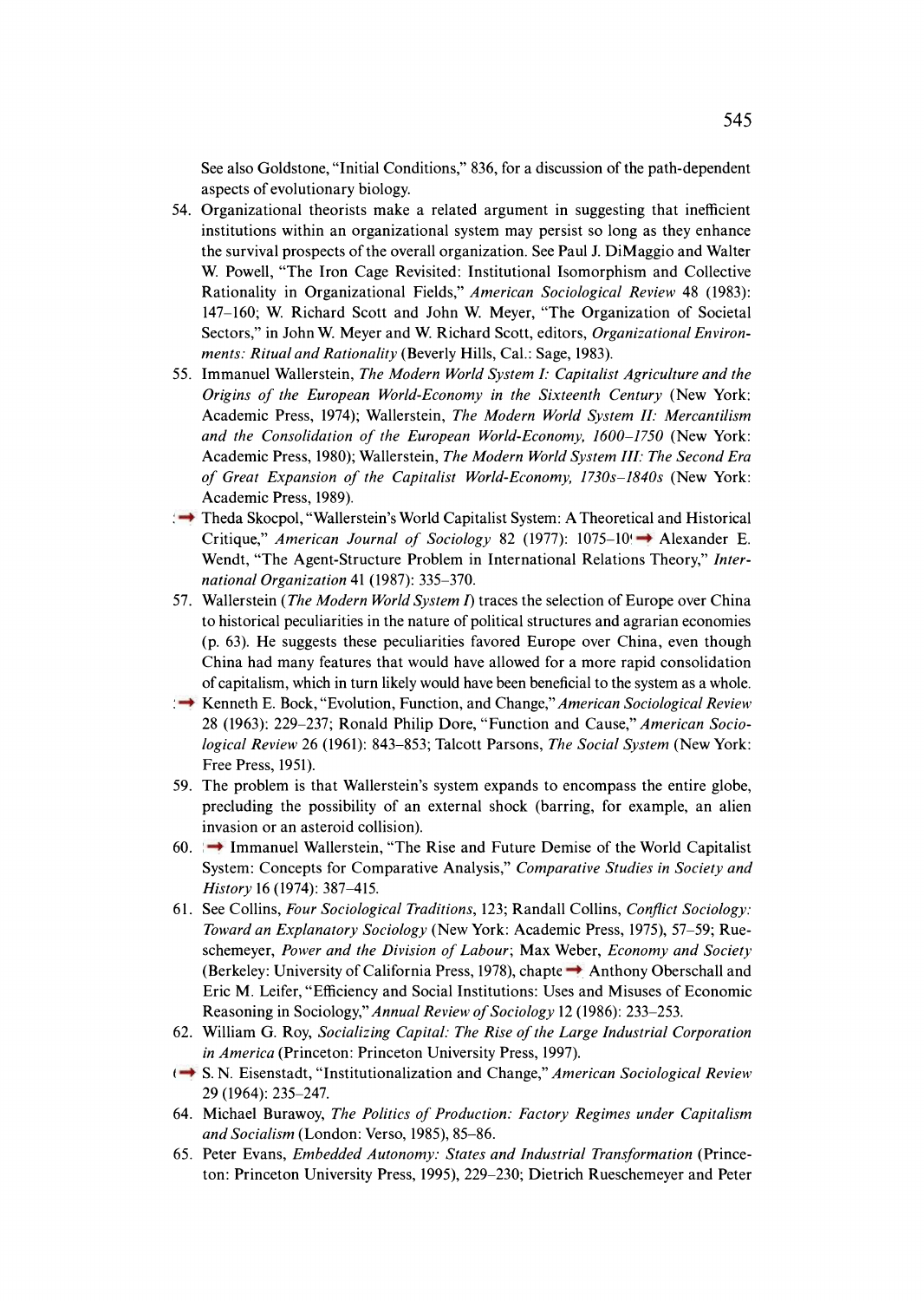See also Goldstone, "Initial Conditions," 836, for a discussion of the path-dependent aspects of evolutionary biology.

54. Organizational theorists make a related argument in suggesting that inefficient institutions within an organizational system may persist so long as they enhance the survival prospects of the overall organization. See Paul J. DiMaggio and Walter W. Powell, "The Iron Cage Revisited: Institutional Isomorphism and Collective Rationality in Organizational Fields," *American Sociological Review* 48 (1983): 147–160; W. Richard Scott and John W. Meyer, "The Organization of Societal Sectors," in John W. Meyer and W. Richard Scott, editors, *Organizational Environments: Ritual and Rationality* (Beverly Hills, Cal.: Sage, 1983).
55. Immanuel Wallerstein, *The Modern World System I: Capitalist Agriculture and the Origins of the European World-Economy in the Sixteenth Century* (New York: Academic Press, 1974); Wallerstein, *The Modern World System II: Mercantilism and the Consolidation of the European World-Economy, 1600–1750* (New York: Academic Press, 1980); Wallerstein, *The Modern World System III: The Second Era of Great Expansion of the Capitalist World-Economy, 1730s–1840s* (New York: Academic Press, 1989).
56. Theda Skocpol, "Wallerstein's World Capitalist System: A Theoretical and Historical Critique," *American Journal of Sociology* 82 (1977): 1075–10; Alexander E. Wendt, "The Agent-Structure Problem in International Relations Theory," *International Organization* 41 (1987): 335–370.
57. Wallerstein (*The Modern World System I*) traces the selection of Europe over China to historical peculiarities in the nature of political structures and agrarian economies (p. 63). He suggests these peculiarities favored Europe over China, even though China had many features that would have allowed for a more rapid consolidation of capitalism, which in turn likely would have been beneficial to the system as a whole.
58. Kenneth E. Bock, "Evolution, Function, and Change," *American Sociological Review* 28 (1963): 229–237; Ronald Philip Dore, "Function and Cause," *American Sociological Review* 26 (1961): 843–853; Talcott Parsons, *The Social System* (New York: Free Press, 1951).
59. The problem is that Wallerstein's system expands to encompass the entire globe, precluding the possibility of an external shock (barring, for example, an alien invasion or an asteroid collision).
60. Immanuel Wallerstein, "The Rise and Future Demise of the World Capitalist System: Concepts for Comparative Analysis," *Comparative Studies in Society and History* 16 (1974): 387–415.
61. See Collins, *Four Sociological Traditions*, 123; Randall Collins, *Conflict Sociology: Toward an Explanatory Sociology* (New York: Academic Press, 1975), 57–59; Rueschemeyer, *Power and the Division of Labour*; Max Weber, *Economy and Society* (Berkeley: University of California Press, 1978), chapte Anthony Oberschall and Eric M. Leifer, "Efficiency and Social Institutions: Uses and Misuses of Economic Reasoning in Sociology," *Annual Review of Sociology* 12 (1986): 233–253.
62. William G. Roy, *Socializing Capital: The Rise of the Large Industrial Corporation in America* (Princeton: Princeton University Press, 1997).
63. S. N. Eisenstadt, "Institutionalization and Change," *American Sociological Review* 29 (1964): 235–247.
64. Michael Burawoy, *The Politics of Production: Factory Regimes under Capitalism and Socialism* (London: Verso, 1985), 85–86.
65. Peter Evans, *Embedded Autonomy: States and Industrial Transformation* (Princeton: Princeton University Press, 1995), 229–230; Dietrich Rueschemeyer and Peter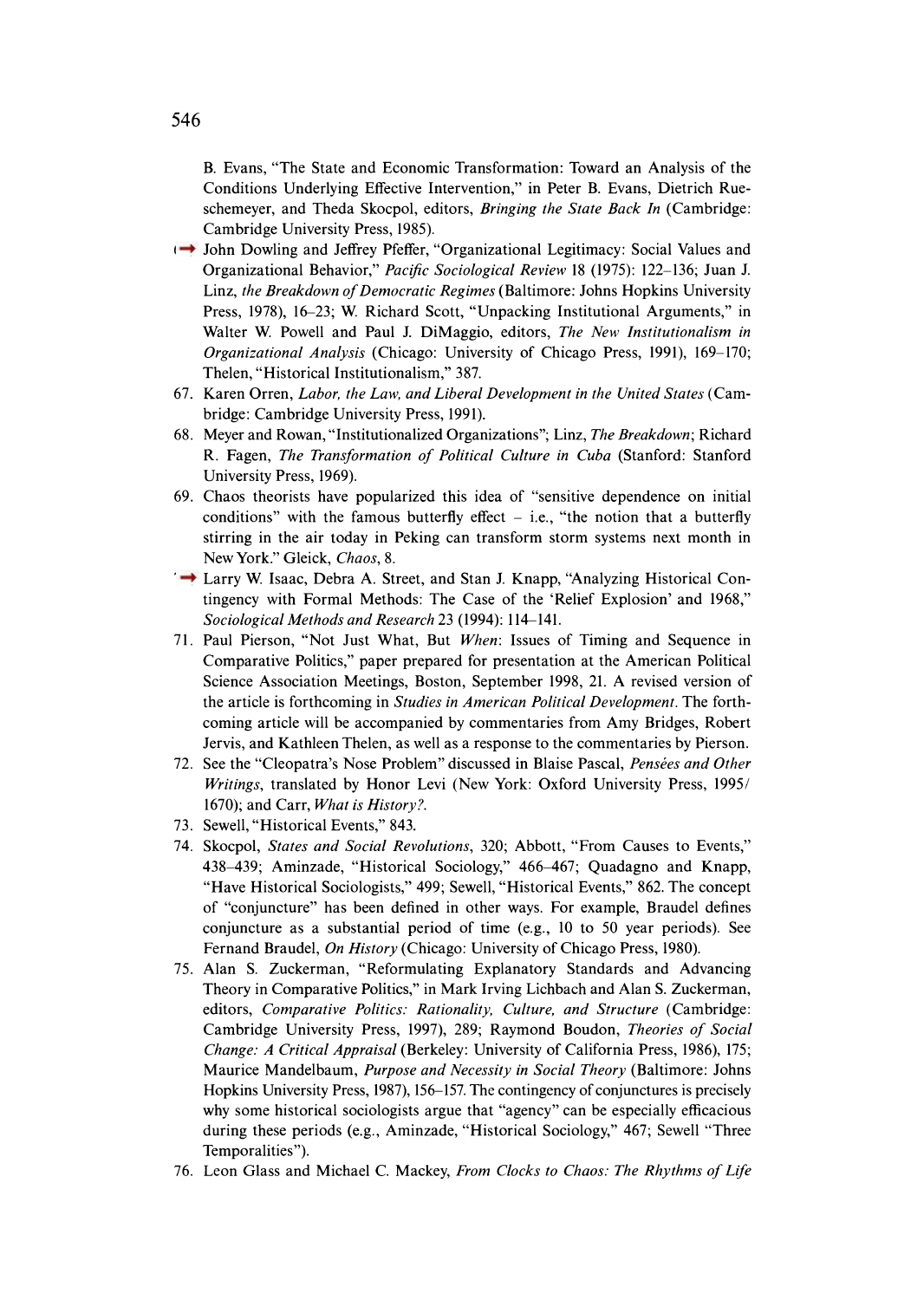B. Evans, "The State and Economic Transformation: Toward an Analysis of the Conditions Underlying Effective Intervention," in Peter B. Evans, Dietrich Rueschemeyer, and Theda Skocpol, editors, *Bringing the State Back In* (Cambridge: Cambridge University Press, 1985).

66. John Dowling and Jeffrey Pfeffer, "Organizational Legitimacy: Social Values and Organizational Behavior," *Pacific Sociological Review* 18 (1975): 122–136; Juan J. Linz, *the Breakdown of Democratic Regimes* (Baltimore: Johns Hopkins University Press, 1978), 16–23; W. Richard Scott, "Unpacking Institutional Arguments," in Walter W. Powell and Paul J. DiMaggio, editors, *The New Institutionalism in Organizational Analysis* (Chicago: University of Chicago Press, 1991), 169–170; Thelen, "Historical Institutionalism," 387.
67. Karen Orren, *Labor, the Law, and Liberal Development in the United States* (Cambridge: Cambridge University Press, 1991).
68. Meyer and Rowan, "Institutionalized Organizations"; Linz, *The Breakdown*; Richard R. Fagen, *The Transformation of Political Culture in Cuba* (Stanford: Stanford University Press, 1969).
69. Chaos theorists have popularized this idea of "sensitive dependence on initial conditions" with the famous butterfly effect – i.e., "the notion that a butterfly stirring in the air today in Peking can transform storm systems next month in New York." Gleick, *Chaos*, 8.
70. Larry W. Isaac, Debra A. Street, and Stan J. Knapp, "Analyzing Historical Contingency with Formal Methods: The Case of the 'Relief Explosion' and 1968," *Sociological Methods and Research* 23 (1994): 114–141.
71. Paul Pierson, "Not Just What, But *When*: Issues of Timing and Sequence in Comparative Politics," paper prepared for presentation at the American Political Science Association Meetings, Boston, September 1998, 21. A revised version of the article is forthcoming in *Studies in American Political Development*. The forthcoming article will be accompanied by commentaries from Amy Bridges, Robert Jervis, and Kathleen Thelen, as well as a response to the commentaries by Pierson.
72. See the "Cleopatra's Nose Problem" discussed in Blaise Pascal, *Pensées and Other Writings*, translated by Honor Levi (New York: Oxford University Press, 1995/1670); and Carr, *What is History?*.
73. Sewell, "Historical Events," 843.
74. Skocpol, *States and Social Revolutions*, 320; Abbott, "From Causes to Events," 438–439; Aminzade, "Historical Sociology," 466–467; Quadagno and Knapp, "Have Historical Sociologists," 499; Sewell, "Historical Events," 862. The concept of "conjuncture" has been defined in other ways. For example, Braudel defines conjuncture as a substantial period of time (e.g., 10 to 50 year periods). See Fernand Braudel, *On History* (Chicago: University of Chicago Press, 1980).
75. Alan S. Zuckerman, "Reformulating Explanatory Standards and Advancing Theory in Comparative Politics," in Mark Irving Lichbach and Alan S. Zuckerman, editors, *Comparative Politics: Rationality, Culture, and Structure* (Cambridge: Cambridge University Press, 1997), 289; Raymond Boudon, *Theories of Social Change: A Critical Appraisal* (Berkeley: University of California Press, 1986), 175; Maurice Mandelbaum, *Purpose and Necessity in Social Theory* (Baltimore: Johns Hopkins University Press, 1987), 156–157. The contingency of conjunctures is precisely why some historical sociologists argue that "agency" can be especially efficacious during these periods (e.g., Aminzade, "Historical Sociology," 467; Sewell "Three Temporalities").
76. Leon Glass and Michael C. Mackey, *From Clocks to Chaos: The Rhythms of Life*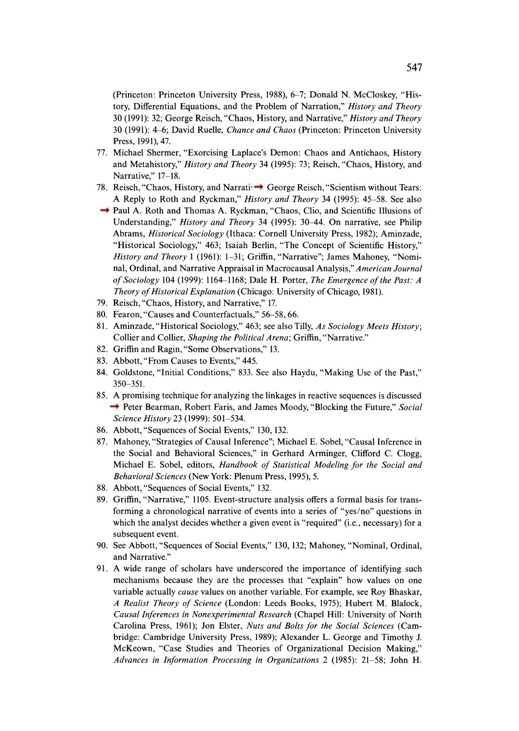(Princeton: Princeton University Press, 1988), 6–7; Donald N. McCloskey, "History, Differential Equations, and the Problem of Narration," *History and Theory* 30 (1991): 32; George Reisch, "Chaos, History, and Narrative," *History and Theory* 30 (1991): 4–6; David Ruelle, *Chance and Chaos* (Princeton: Princeton University Press, 1991), 47.

77. Michael Shermer, "Exorcising Laplace's Demon: Chaos and Antichaos, History and Metahistory," *History and Theory* 34 (1995): 73; Reisch, "Chaos, History, and Narrative," 17–18.
78. Reisch, "Chaos, History, and Narrati George Reisch, "Scientism without Tears: A Reply to Roth and Ryckman," *History and Theory* 34 (1995): 45–58. See also Paul A. Roth and Thomas A. Ryckman, "Chaos, Clio, and Scientific Illusions of Understanding," *History and Theory* 34 (1995): 30–44. On narrative, see Philip Abrams, *Historical Sociology* (Ithaca: Cornell University Press, 1982); Aminzade, "Historical Sociology," 463; Isaiah Berlin, "The Concept of Scientific History," *History and Theory* 1 (1961): 1–31; Griffin, "Narrative"; James Mahoney, "Nominal, Ordinal, and Narrative Appraisal in Macrocausal Analysis," *American Journal of Sociology* 104 (1999): 1164–1168; Dale H. Porter, *The Emergence of the Past: A Theory of Historical Explanation* (Chicago: University of Chicago, 1981).
79. Reisch, "Chaos, History, and Narrative," 17.
80. Fearon, "Causes and Counterfactuals," 56–58, 66.
81. Aminzade, "Historical Sociology," 463; see also Tilly, *As Sociology Meets History*; Collier and Collier, *Shaping the Political Arena*; Griffin, "Narrative."
82. Griffin and Ragin, "Some Observations," 13.
83. Abbott, "From Causes to Events," 445.
84. Goldstone, "Initial Conditions," 833. See also Haydu, "Making Use of the Past," 350–351.
85. A promising technique for analyzing the linkages in reactive sequences is discussed Peter Bearman, Robert Faris, and James Moody, "Blocking the Future," *Social Science History* 23 (1999): 501–534.
86. Abbott, "Sequences of Social Events," 130, 132.
87. Mahoney, "Strategies of Causal Inference"; Michael E. Sobel, "Causal Inference in the Social and Behavioral Sciences," in Gerhard Arminger, Clifford C. Clogg, Michael E. Sobel, editors, *Handbook of Statistical Modeling for the Social and Behavioral Sciences* (New York: Plenum Press, 1995), 5.
88. Abbott, "Sequences of Social Events," 132.
89. Griffin, "Narrative," 1105. Event-structure analysis offers a formal basis for transforming a chronological narrative of events into a series of "yes/no" questions in which the analyst decides whether a given event is "required" (i.e., necessary) for a subsequent event.
90. See Abbott, "Sequences of Social Events," 130, 132; Mahoney, "Nominal, Ordinal, and Narrative."
91. A wide range of scholars have underscored the importance of identifying such mechanisms because they are the processes that "explain" how values on one variable actually *cause* values on another variable. For example, see Roy Bhaskar, *A Realist Theory of Science* (London: Leeds Books, 1975); Hubert M. Blalock, *Causal Inferences in Nonexperimental Research* (Chapel Hill: University of North Carolina Press, 1961); Jon Elster, *Nuts and Bolts for the Social Sciences* (Cambridge: Cambridge University Press, 1989); Alexander L. George and Timothy J. McKeown, "Case Studies and Theories of Organizational Decision Making," *Advances in Information Processing in Organizations* 2 (1985): 21–58; John H.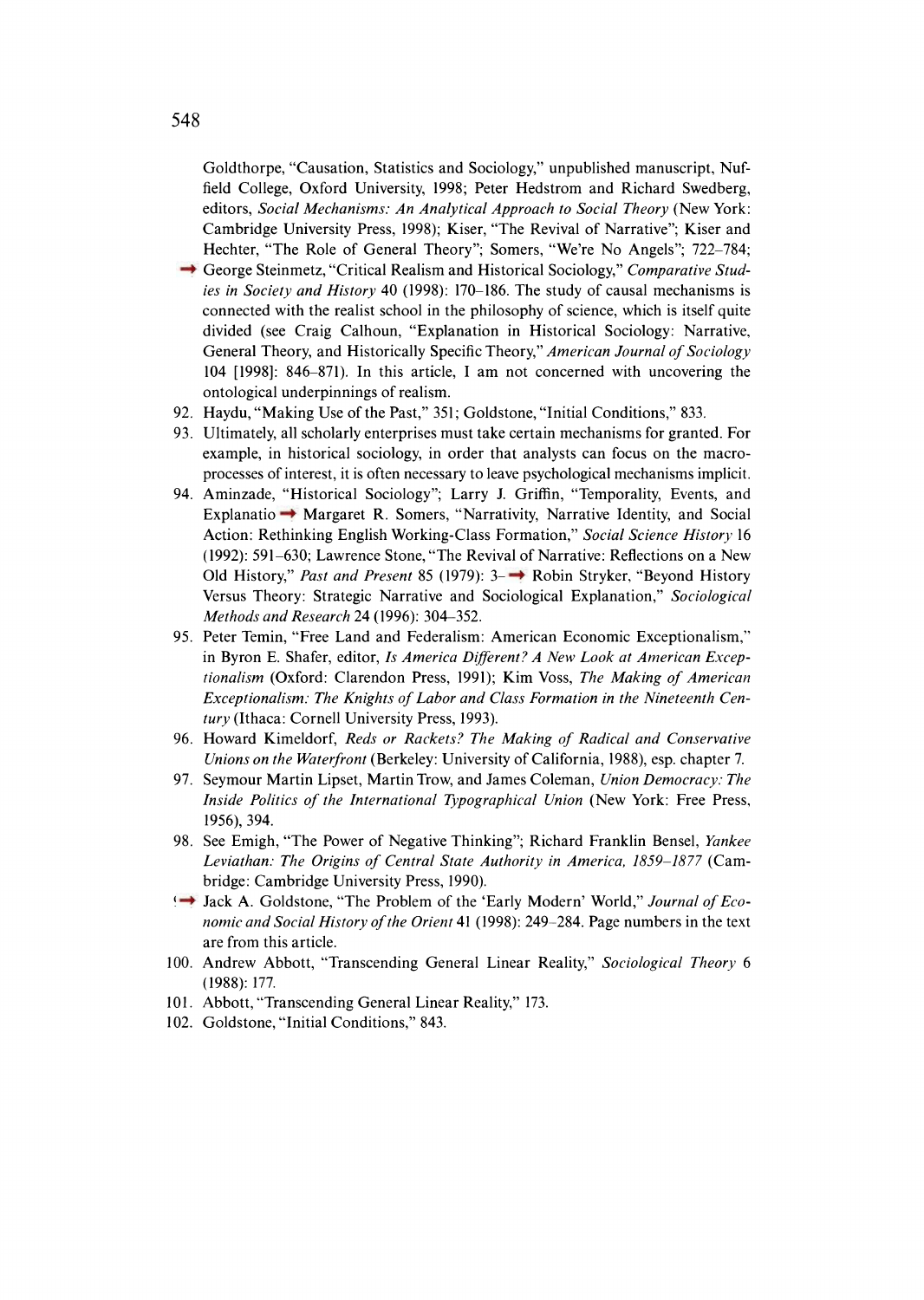Goldthorpe, "Causation, Statistics and Sociology," unpublished manuscript, Nuffield College, Oxford University, 1998; Peter Hedstrom and Richard Swedberg, editors, *Social Mechanisms: An Analytical Approach to Social Theory* (New York: Cambridge University Press, 1998); Kiser, "The Revival of Narrative"; Kiser and Hechter, "The Role of General Theory"; Somers, "We're No Angels"; 722–784; George Steinmetz, "Critical Realism and Historical Sociology," *Comparative Studies in Society and History* 40 (1998): 170–186. The study of causal mechanisms is connected with the realist school in the philosophy of science, which is itself quite divided (see Craig Calhoun, "Explanation in Historical Sociology: Narrative, General Theory, and Historically Specific Theory," *American Journal of Sociology* 104 [1998]: 846–871). In this article, I am not concerned with uncovering the ontological underpinnings of realism.

92. Haydu, "Making Use of the Past," 351; Goldstone, "Initial Conditions," 833.
93. Ultimately, all scholarly enterprises must take certain mechanisms for granted. For example, in historical sociology, in order that analysts can focus on the macro-processes of interest, it is often necessary to leave psychological mechanisms implicit.
94. Aminzade, "Historical Sociology"; Larry J. Griffin, "Temporality, Events, and Explanatio Margaret R. Somers, "Narrativity, Narrative Identity, and Social Action: Rethinking English Working-Class Formation," *Social Science History* 16 (1992): 591–630; Lawrence Stone, "The Revival of Narrative: Reflections on a New Old History," *Past and Present* 85 (1979): 3– Robin Stryker, "Beyond History Versus Theory: Strategic Narrative and Sociological Explanation," *Sociological Methods and Research* 24 (1996): 304–352.
95. Peter Temin, "Free Land and Federalism: American Economic Exceptionalism," in Byron E. Shafer, editor, *Is America Different? A New Look at American Exceptionalism* (Oxford: Clarendon Press, 1991); Kim Voss, *The Making of American Exceptionalism: The Knights of Labor and Class Formation in the Nineteenth Century* (Ithaca: Cornell University Press, 1993).
96. Howard Kimeldorf, *Reds or Rackets? The Making of Radical and Conservative Unions on the Waterfront* (Berkeley: University of California, 1988), esp. chapter 7.
97. Seymour Martin Lipset, Martin Trow, and James Coleman, *Union Democracy: The Inside Politics of the International Typographical Union* (New York: Free Press, 1956), 394.
98. See Emigh, "The Power of Negative Thinking"; Richard Franklin Bensel, *Yankee Leviathan: The Origins of Central State Authority in America, 1859–1877* (Cambridge: Cambridge University Press, 1990).
99. Jack A. Goldstone, "The Problem of the 'Early Modern' World," *Journal of Economic and Social History of the Orient* 41 (1998): 249–284. Page numbers in the text are from this article.
100. Andrew Abbott, "Transcending General Linear Reality," *Sociological Theory* 6 (1988): 177.
101. Abbott, "Transcending General Linear Reality," 173.
102. Goldstone, "Initial Conditions," 843.